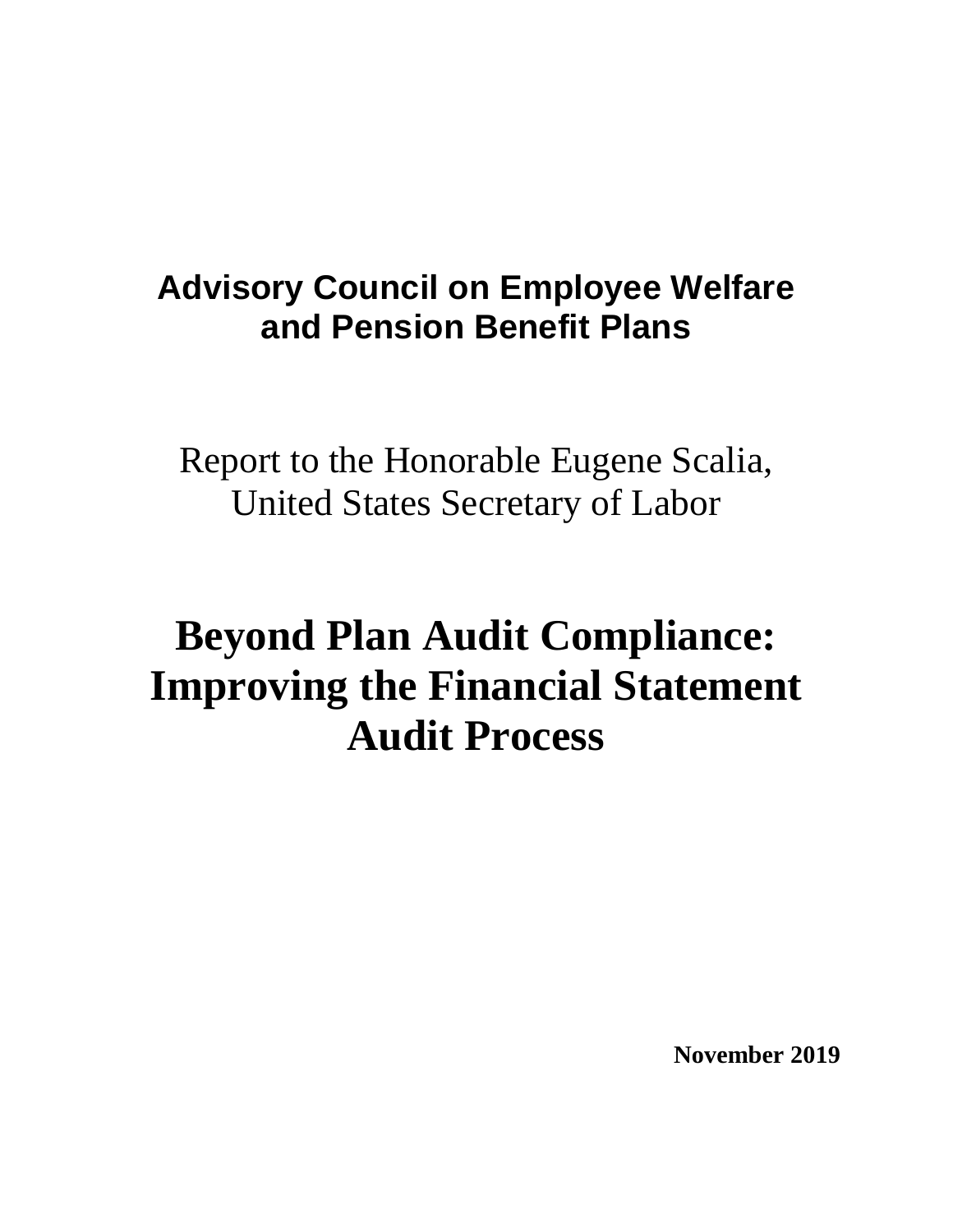**Advisory Council on Employee Welfare and Pension Benefit Plans**

Report to the Honorable Eugene Scalia, United States Secretary of Labor

# Beyond Plan Audit Compliance: Improving the Financial Statement Audit Process

**November 2019**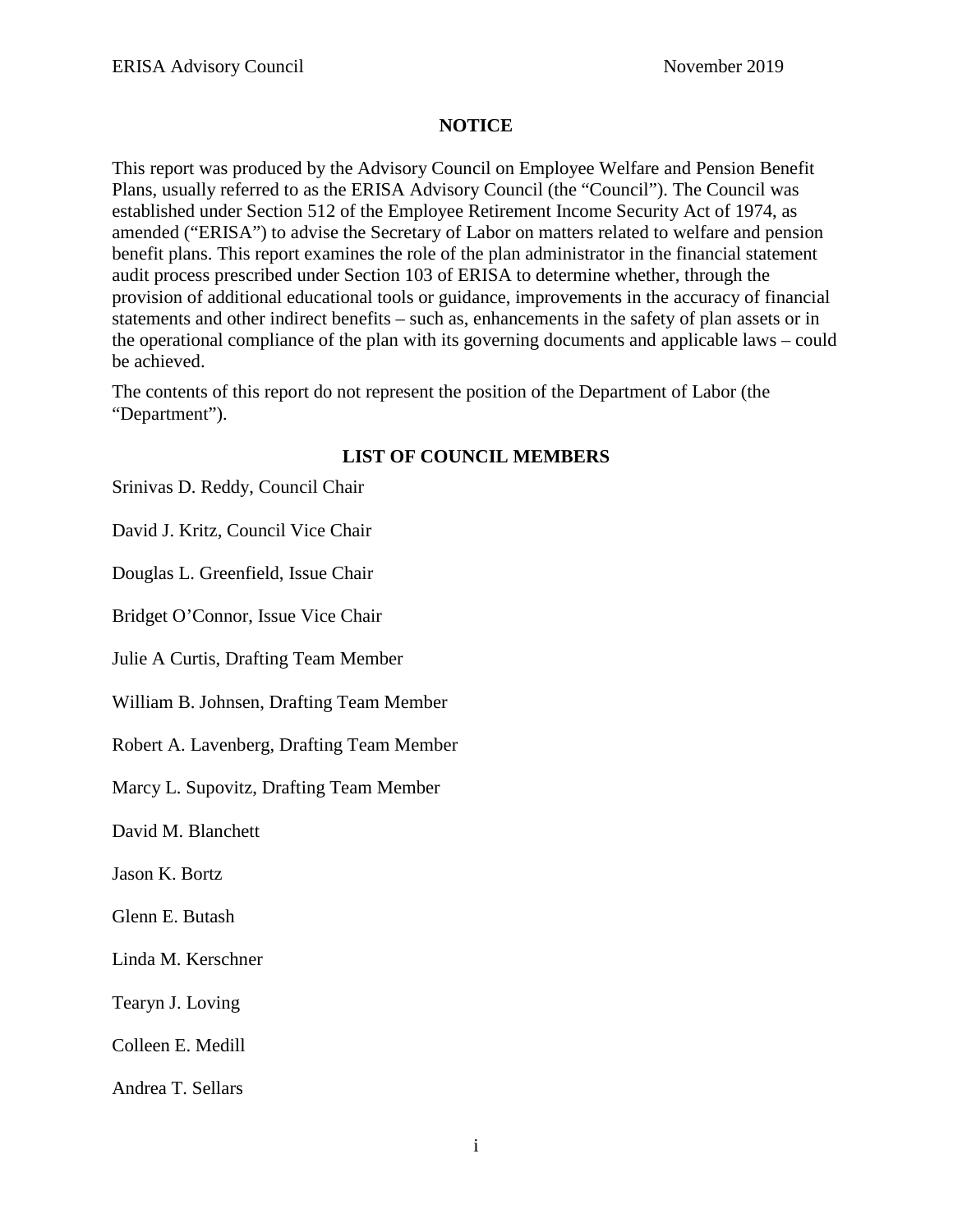## NOTICE

This report was produced by the Advisory Council on Employee Welfare and Pension Benefit Plans, usually referred to as the ERISA Advisory Council (the "Council"). The Council was established under Section 512 of the Employee Retirement Income Security Act of 1974, as amended ("ERISA") to advise the Secretary of Labor on matters related to welfare and pension benefit plans. This report examines the role of the plan administrator in the financial statement audit process prescribed under Section 103 of ERISA to determine whether, through the provision of additional educational tools or guidance, improvements in the accuracy of financial statements and other indirect benefits – such as, enhancements in the safety of plan assets or in the operational compliance of the plan with its governing documents and applicable laws – could be achieved.

The contents of this report do not represent the position of the Department of Labor (the "Department").

## LIST OF COUNCIL MEMBERS

Srinivas D. Reddy, Council Chair

David J. Kritz, Council Vice Chair

Douglas L. Greenfield, Issue Chair

Bridget O'Connor, Issue Vice Chair

Julie A Curtis, Drafting Team Member

William B. Johnsen, Drafting Team Member

Robert A. Lavenberg, Drafting Team Member

Marcy L. Supovitz, Drafting Team Member

David M. Blanchett

Jason K. Bortz

Glenn E. Butash

Linda M. Kerschner

Tearyn J. Loving

Colleen E. Medill

Andrea T. Sellars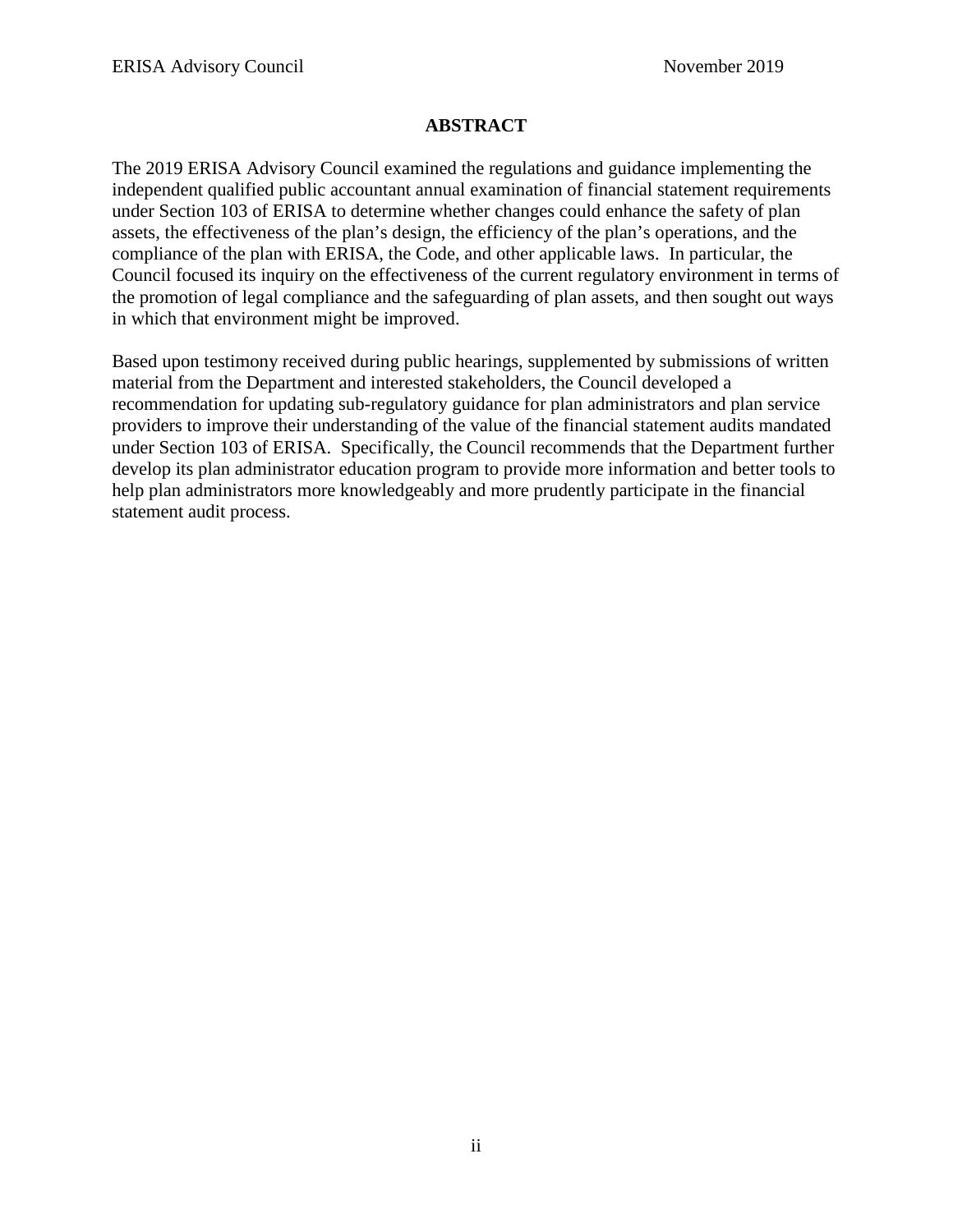## ABSTRACT

The 2019 ERISA Advisory Council examined the regulations and guidance implementing the independent qualified public accountant annual examination of financial statement requirements under Section 103 of ERISA to determine whether changes could enhance the safety of plan assets, the effectiveness of the plan's design, the efficiency of the plan's operations, and the compliance of the plan with ERISA, the Code, and other applicable laws. In particular, the Council focused its inquiry on the effectiveness of the current regulatory environment in terms of the promotion of legal compliance and the safeguarding of plan assets, and then sought out ways in which that environment might be improved.

Based upon testimony received during public hearings, supplemented by submissions of written material from the Department and interested stakeholders, the Council developed a recommendation for updating sub-regulatory guidance for plan administrators and plan service providers to improve their understanding of the value of the financial statement audits mandated under Section 103 of ERISA. Specifically, the Council recommends that the Department further develop its plan administrator education program to provide more information and better tools to help plan administrators more knowledgeably and more prudently participate in the financial statement audit process.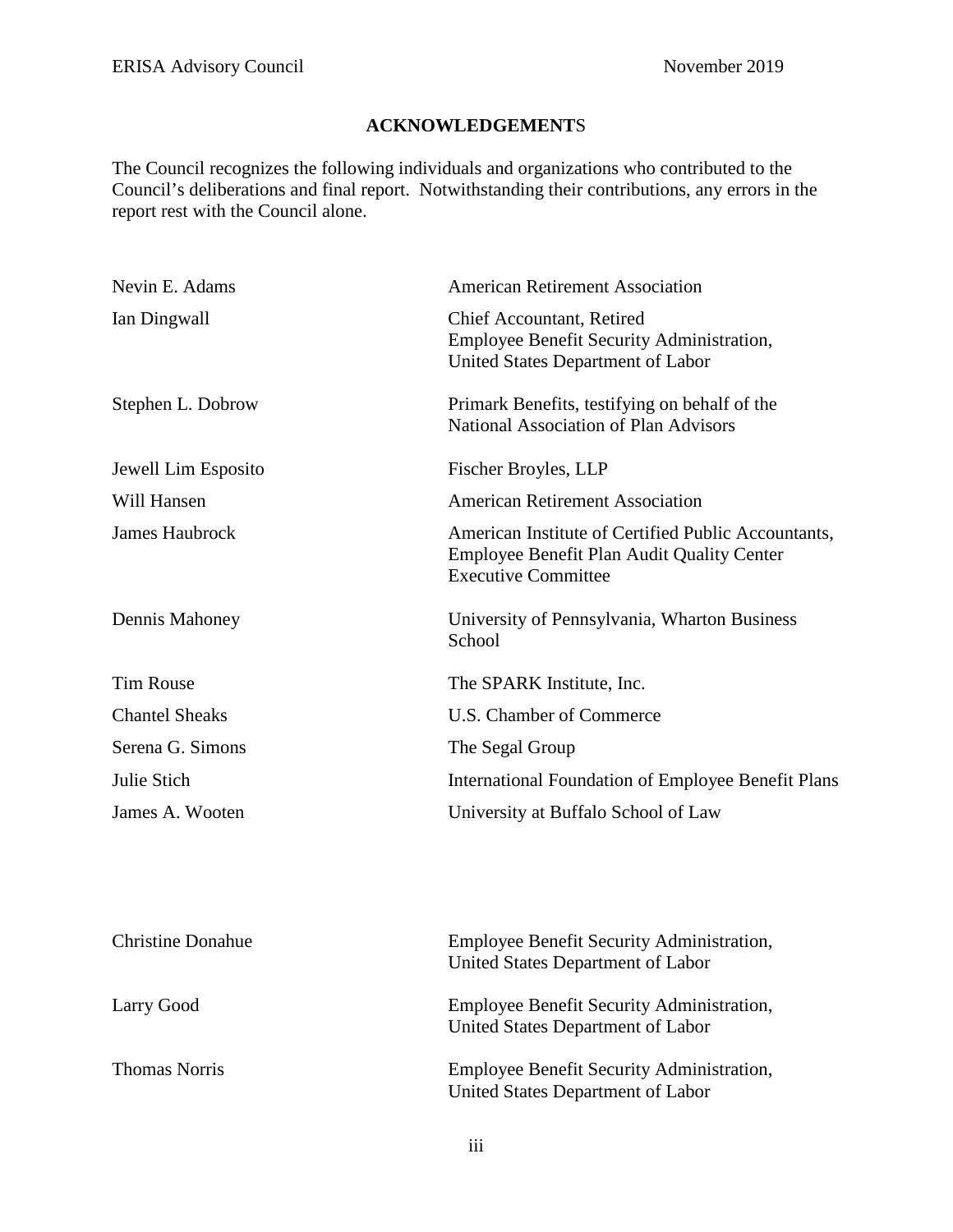## ACKNOWLEDGEMENTS

The Council recognizes the following individuals and organizations who contributed to the Council's deliberations and final report. Notwithstanding their contributions, any errors in the report rest with the Council alone.

| | |
|---|---|
| Nevin E. Adams | American Retirement Association |
| Ian Dingwall | Chief Accountant, Retired<br>Employee Benefit Security Administration,<br>United States Department of Labor |
| Stephen L. Dobrow | Primark Benefits, testifying on behalf of the National Association of Plan Advisors |
| Jewell Lim Esposito | Fischer Broyles, LLP |
| Will Hansen | American Retirement Association |
| James Haubrock | American Institute of Certified Public Accountants, Employee Benefit Plan Audit Quality Center Executive Committee |
| Dennis Mahoney | University of Pennsylvania, Wharton Business School |
| Tim Rouse | The SPARK Institute, Inc. |
| Chantel Sheaks | U.S. Chamber of Commerce |
| Serena G. Simons | The Segal Group |
| Julie Stich | International Foundation of Employee Benefit Plans |
| James A. Wooten | University at Buffalo School of Law |

| | |
|---|---|
| Christine Donahue | Employee Benefit Security Administration, United States Department of Labor |
| Larry Good | Employee Benefit Security Administration, United States Department of Labor |
| Thomas Norris | Employee Benefit Security Administration, United States Department of Labor |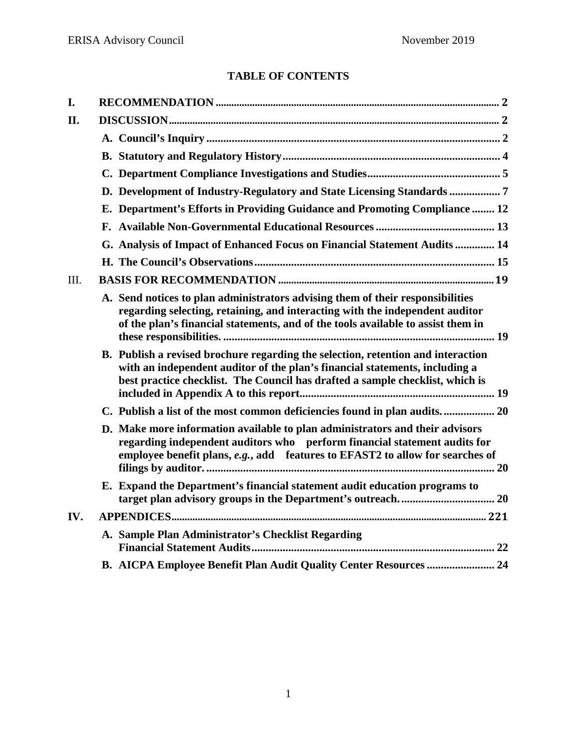# TABLE OF CONTENTS

| | | |
|---|---|---|
| **I.** | **RECOMMENDATION** | **2** |
| **II.** | **DISCUSSION** | **2** |
| | **A. Council's Inquiry** | **2** |
| | **B. Statutory and Regulatory History** | **4** |
| | **C. Department Compliance Investigations and Studies** | **5** |
| | **D. Development of Industry-Regulatory and State Licensing Standards** | **7** |
| | **E. Department's Efforts in Providing Guidance and Promoting Compliance** | **12** |
| | **F. Available Non-Governmental Educational Resources** | **13** |
| | **G. Analysis of Impact of Enhanced Focus on Financial Statement Audits** | **14** |
| | **H. The Council's Observations** | **15** |
| III. | **BASIS FOR RECOMMENDATION** | **19** |
| | **A. Send notices to plan administrators advising them of their responsibilities regarding selecting, retaining, and interacting with the independent auditor of the plan's financial statements, and of the tools available to assist them in these responsibilities.** | **19** |
| | **B. Publish a revised brochure regarding the selection, retention and interaction with an independent auditor of the plan's financial statements, including a best practice checklist. The Council has drafted a sample checklist, which is included in Appendix A to this report.** | **19** |
| | **C. Publish a list of the most common deficiencies found in plan audits.** | **20** |
| | **D. Make more information available to plan administrators and their advisors regarding independent auditors who perform financial statement audits for employee benefit plans, *e.g.*, add features to EFAST2 to allow for searches of filings by auditor.** | **20** |
| | **E. Expand the Department's financial statement audit education programs to target plan advisory groups in the Department's outreach.** | **20** |
| **IV.** | **APPENDICES** | **221** |
| | **A. Sample Plan Administrator's Checklist Regarding Financial Statement Audits** | **22** |
| | **B. AICPA Employee Benefit Plan Audit Quality Center Resources** | **24** |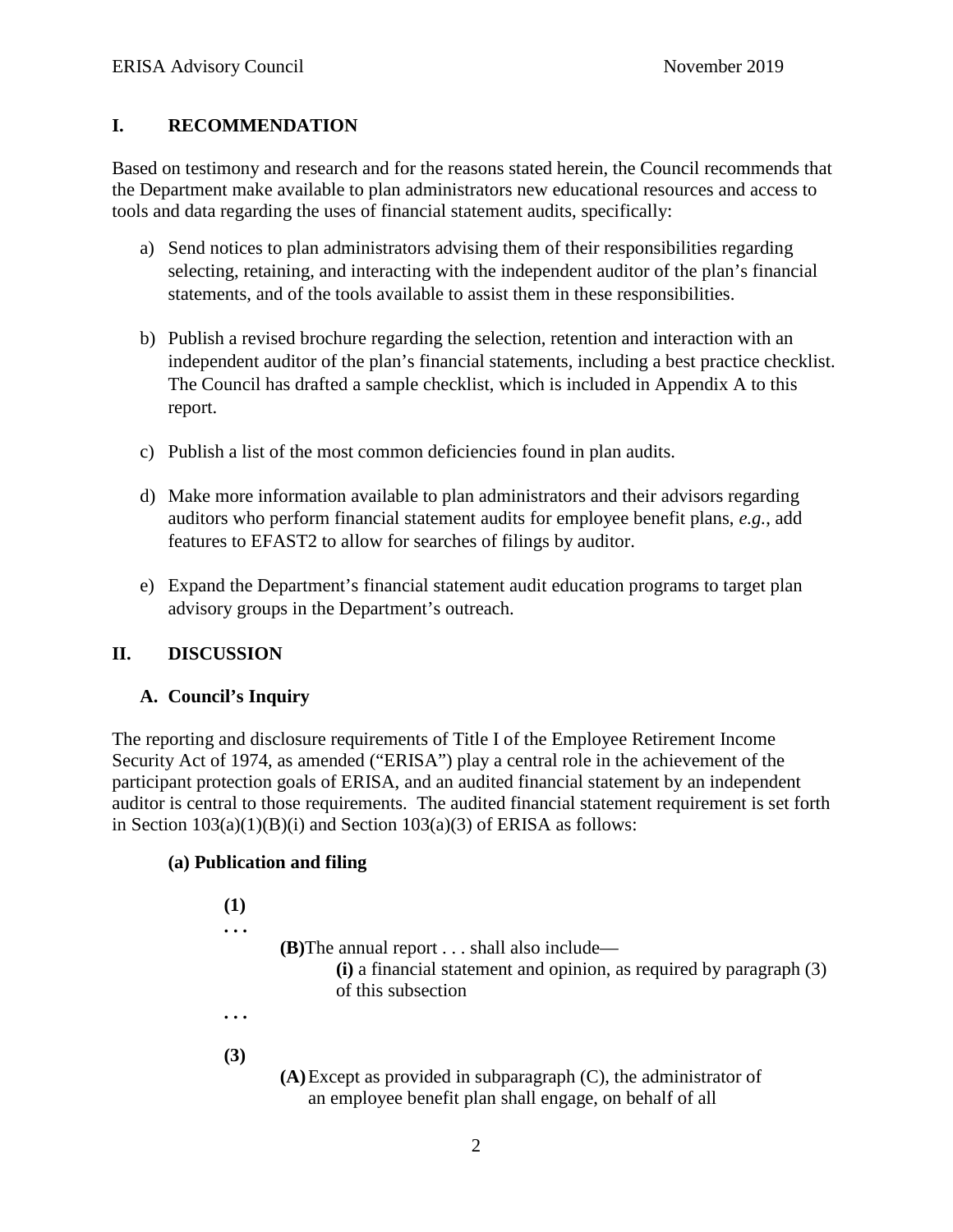## I. RECOMMENDATION

Based on testimony and research and for the reasons stated herein, the Council recommends that the Department make available to plan administrators new educational resources and access to tools and data regarding the uses of financial statement audits, specifically:

a) Send notices to plan administrators advising them of their responsibilities regarding selecting, retaining, and interacting with the independent auditor of the plan's financial statements, and of the tools available to assist them in these responsibilities.

b) Publish a revised brochure regarding the selection, retention and interaction with an independent auditor of the plan's financial statements, including a best practice checklist. The Council has drafted a sample checklist, which is included in Appendix A to this report.

c) Publish a list of the most common deficiencies found in plan audits.

d) Make more information available to plan administrators and their advisors regarding auditors who perform financial statement audits for employee benefit plans, *e.g.*, add features to EFAST2 to allow for searches of filings by auditor.

e) Expand the Department's financial statement audit education programs to target plan advisory groups in the Department's outreach.

## II. DISCUSSION

### A. Council's Inquiry

The reporting and disclosure requirements of Title I of the Employee Retirement Income Security Act of 1974, as amended ("ERISA") play a central role in the achievement of the participant protection goals of ERISA, and an audited financial statement by an independent auditor is central to those requirements. The audited financial statement requirement is set forth in Section 103(a)(1)(B)(i) and Section 103(a)(3) of ERISA as follows:

**(a) Publication and filing**

> **(1)**
>
> . . .
>
> **(B)** The annual report . . . shall also include—
>
> **(i)** a financial statement and opinion, as required by paragraph (3) of this subsection
>
> . . .
>
> **(3)**
>
> **(A)** Except as provided in subparagraph (C), the administrator of an employee benefit plan shall engage, on behalf of all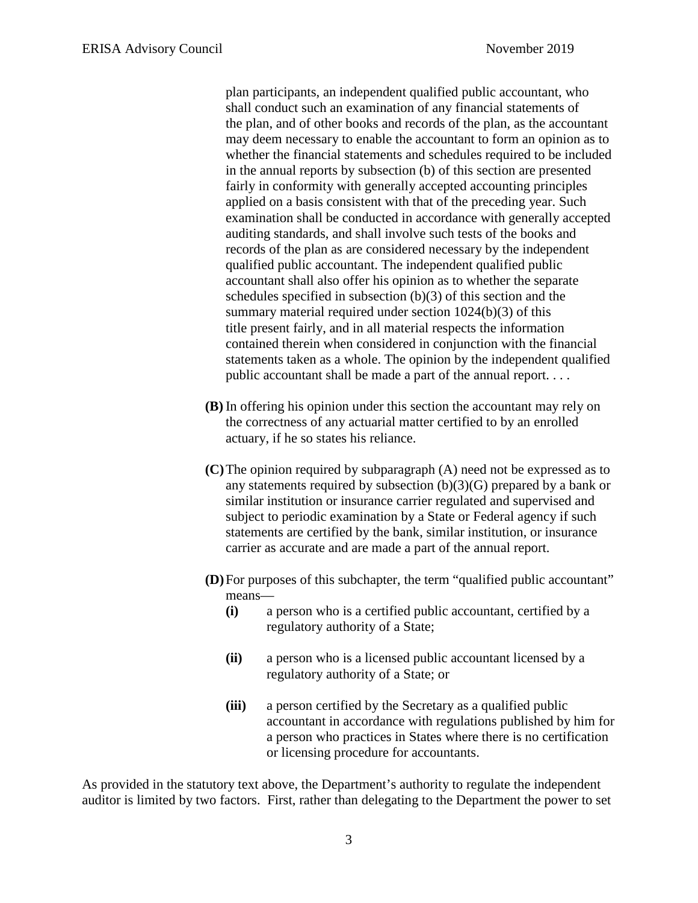> plan participants, an independent qualified public accountant, who shall conduct such an examination of any financial statements of the plan, and of other books and records of the plan, as the accountant may deem necessary to enable the accountant to form an opinion as to whether the financial statements and schedules required to be included in the annual reports by subsection (b) of this section are presented fairly in conformity with generally accepted accounting principles applied on a basis consistent with that of the preceding year. Such examination shall be conducted in accordance with generally accepted auditing standards, and shall involve such tests of the books and records of the plan as are considered necessary by the independent qualified public accountant. The independent qualified public accountant shall also offer his opinion as to whether the separate schedules specified in subsection (b)(3) of this section and the summary material required under section 1024(b)(3) of this title present fairly, and in all material respects the information contained therein when considered in conjunction with the financial statements taken as a whole. The opinion by the independent qualified public accountant shall be made a part of the annual report. . . .
>
> **(B)** In offering his opinion under this section the accountant may rely on the correctness of any actuarial matter certified to by an enrolled actuary, if he so states his reliance.
>
> **(C)** The opinion required by subparagraph (A) need not be expressed as to any statements required by subsection (b)(3)(G) prepared by a bank or similar institution or insurance carrier regulated and supervised and subject to periodic examination by a State or Federal agency if such statements are certified by the bank, similar institution, or insurance carrier as accurate and are made a part of the annual report.
>
> **(D)** For purposes of this subchapter, the term "qualified public accountant" means—
>
> **(i)** a person who is a certified public accountant, certified by a regulatory authority of a State;
>
> **(ii)** a person who is a licensed public accountant licensed by a regulatory authority of a State; or
>
> **(iii)** a person certified by the Secretary as a qualified public accountant in accordance with regulations published by him for a person who practices in States where there is no certification or licensing procedure for accountants.

As provided in the statutory text above, the Department's authority to regulate the independent auditor is limited by two factors. First, rather than delegating to the Department the power to set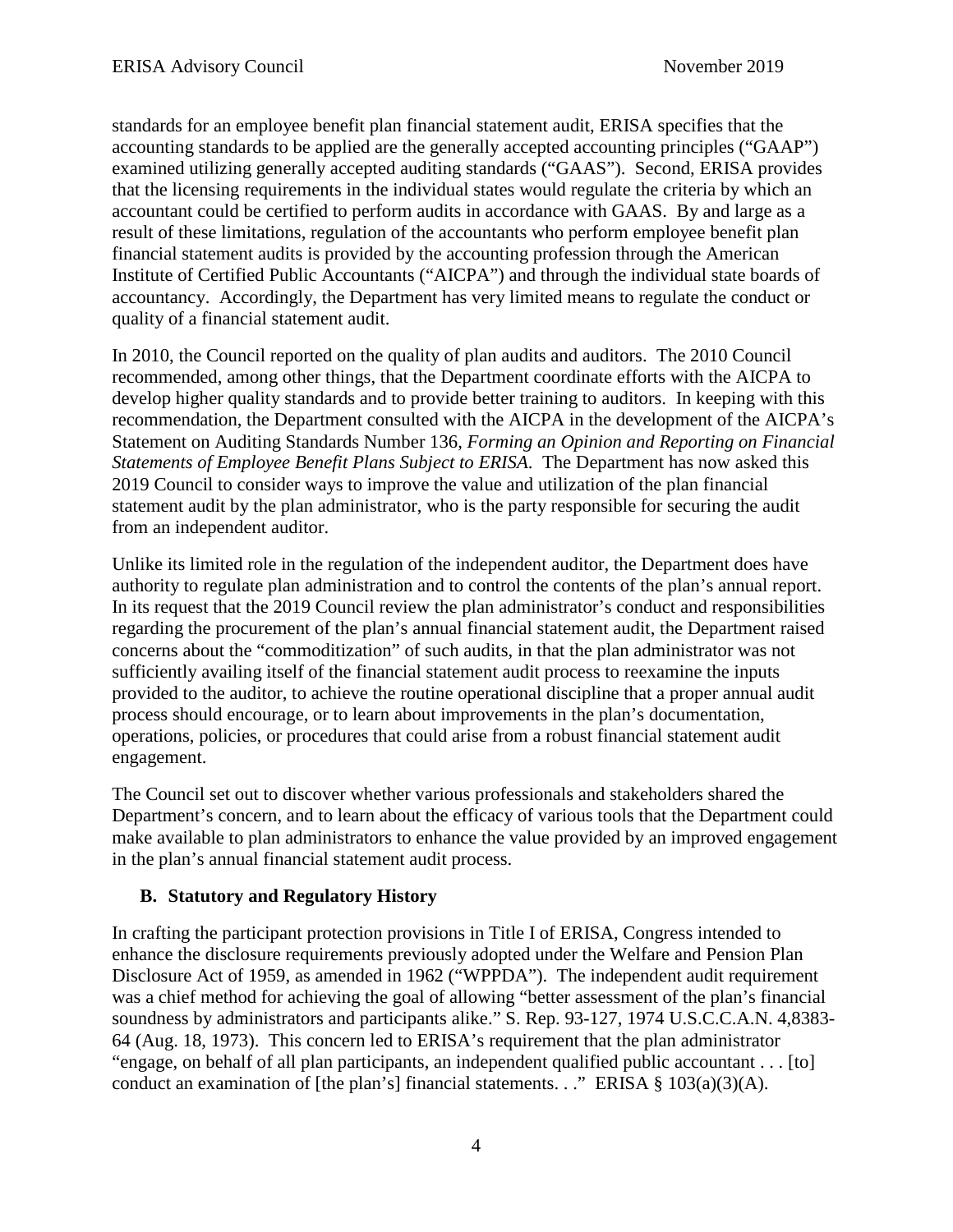standards for an employee benefit plan financial statement audit, ERISA specifies that the accounting standards to be applied are the generally accepted accounting principles ("GAAP") examined utilizing generally accepted auditing standards ("GAAS"). Second, ERISA provides that the licensing requirements in the individual states would regulate the criteria by which an accountant could be certified to perform audits in accordance with GAAS. By and large as a result of these limitations, regulation of the accountants who perform employee benefit plan financial statement audits is provided by the accounting profession through the American Institute of Certified Public Accountants ("AICPA") and through the individual state boards of accountancy. Accordingly, the Department has very limited means to regulate the conduct or quality of a financial statement audit.

In 2010, the Council reported on the quality of plan audits and auditors. The 2010 Council recommended, among other things, that the Department coordinate efforts with the AICPA to develop higher quality standards and to provide better training to auditors. In keeping with this recommendation, the Department consulted with the AICPA in the development of the AICPA's Statement on Auditing Standards Number 136, *Forming an Opinion and Reporting on Financial Statements of Employee Benefit Plans Subject to ERISA.* The Department has now asked this 2019 Council to consider ways to improve the value and utilization of the plan financial statement audit by the plan administrator, who is the party responsible for securing the audit from an independent auditor.

Unlike its limited role in the regulation of the independent auditor, the Department does have authority to regulate plan administration and to control the contents of the plan's annual report. In its request that the 2019 Council review the plan administrator's conduct and responsibilities regarding the procurement of the plan's annual financial statement audit, the Department raised concerns about the "commoditization" of such audits, in that the plan administrator was not sufficiently availing itself of the financial statement audit process to reexamine the inputs provided to the auditor, to achieve the routine operational discipline that a proper annual audit process should encourage, or to learn about improvements in the plan's documentation, operations, policies, or procedures that could arise from a robust financial statement audit engagement.

The Council set out to discover whether various professionals and stakeholders shared the Department's concern, and to learn about the efficacy of various tools that the Department could make available to plan administrators to enhance the value provided by an improved engagement in the plan's annual financial statement audit process.

### B. Statutory and Regulatory History

In crafting the participant protection provisions in Title I of ERISA, Congress intended to enhance the disclosure requirements previously adopted under the Welfare and Pension Plan Disclosure Act of 1959, as amended in 1962 ("WPPDA"). The independent audit requirement was a chief method for achieving the goal of allowing "better assessment of the plan's financial soundness by administrators and participants alike." S. Rep. 93-127, 1974 U.S.C.C.A.N. 4,8383-64 (Aug. 18, 1973). This concern led to ERISA's requirement that the plan administrator "engage, on behalf of all plan participants, an independent qualified public accountant . . . [to] conduct an examination of [the plan's] financial statements. . ." ERISA § 103(a)(3)(A).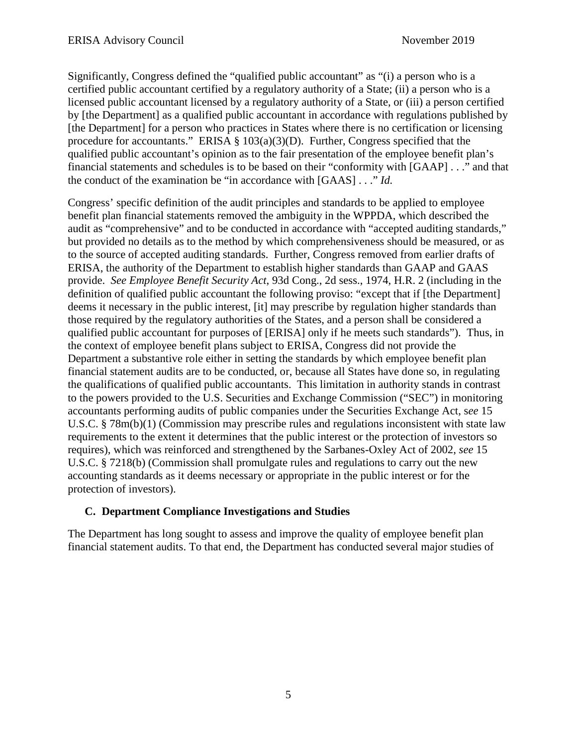Significantly, Congress defined the "qualified public accountant" as "(i) a person who is a certified public accountant certified by a regulatory authority of a State; (ii) a person who is a licensed public accountant licensed by a regulatory authority of a State, or (iii) a person certified by [the Department] as a qualified public accountant in accordance with regulations published by [the Department] for a person who practices in States where there is no certification or licensing procedure for accountants." ERISA § 103(a)(3)(D). Further, Congress specified that the qualified public accountant's opinion as to the fair presentation of the employee benefit plan's financial statements and schedules is to be based on their "conformity with [GAAP] . . ." and that the conduct of the examination be "in accordance with [GAAS] . . ." *Id.*

Congress' specific definition of the audit principles and standards to be applied to employee benefit plan financial statements removed the ambiguity in the WPPDA, which described the audit as "comprehensive" and to be conducted in accordance with "accepted auditing standards," but provided no details as to the method by which comprehensiveness should be measured, or as to the source of accepted auditing standards. Further, Congress removed from earlier drafts of ERISA, the authority of the Department to establish higher standards than GAAP and GAAS provide. *See Employee Benefit Security Act*, 93d Cong., 2d sess., 1974, H.R. 2 (including in the definition of qualified public accountant the following proviso: "except that if [the Department] deems it necessary in the public interest, [it] may prescribe by regulation higher standards than those required by the regulatory authorities of the States, and a person shall be considered a qualified public accountant for purposes of [ERISA] only if he meets such standards"). Thus, in the context of employee benefit plans subject to ERISA, Congress did not provide the Department a substantive role either in setting the standards by which employee benefit plan financial statement audits are to be conducted, or, because all States have done so, in regulating the qualifications of qualified public accountants. This limitation in authority stands in contrast to the powers provided to the U.S. Securities and Exchange Commission ("SEC") in monitoring accountants performing audits of public companies under the Securities Exchange Act, *see* 15 U.S.C. § 78m(b)(1) (Commission may prescribe rules and regulations inconsistent with state law requirements to the extent it determines that the public interest or the protection of investors so requires), which was reinforced and strengthened by the Sarbanes-Oxley Act of 2002, *see* 15 U.S.C. § 7218(b) (Commission shall promulgate rules and regulations to carry out the new accounting standards as it deems necessary or appropriate in the public interest or for the protection of investors).

### C. Department Compliance Investigations and Studies

The Department has long sought to assess and improve the quality of employee benefit plan financial statement audits. To that end, the Department has conducted several major studies of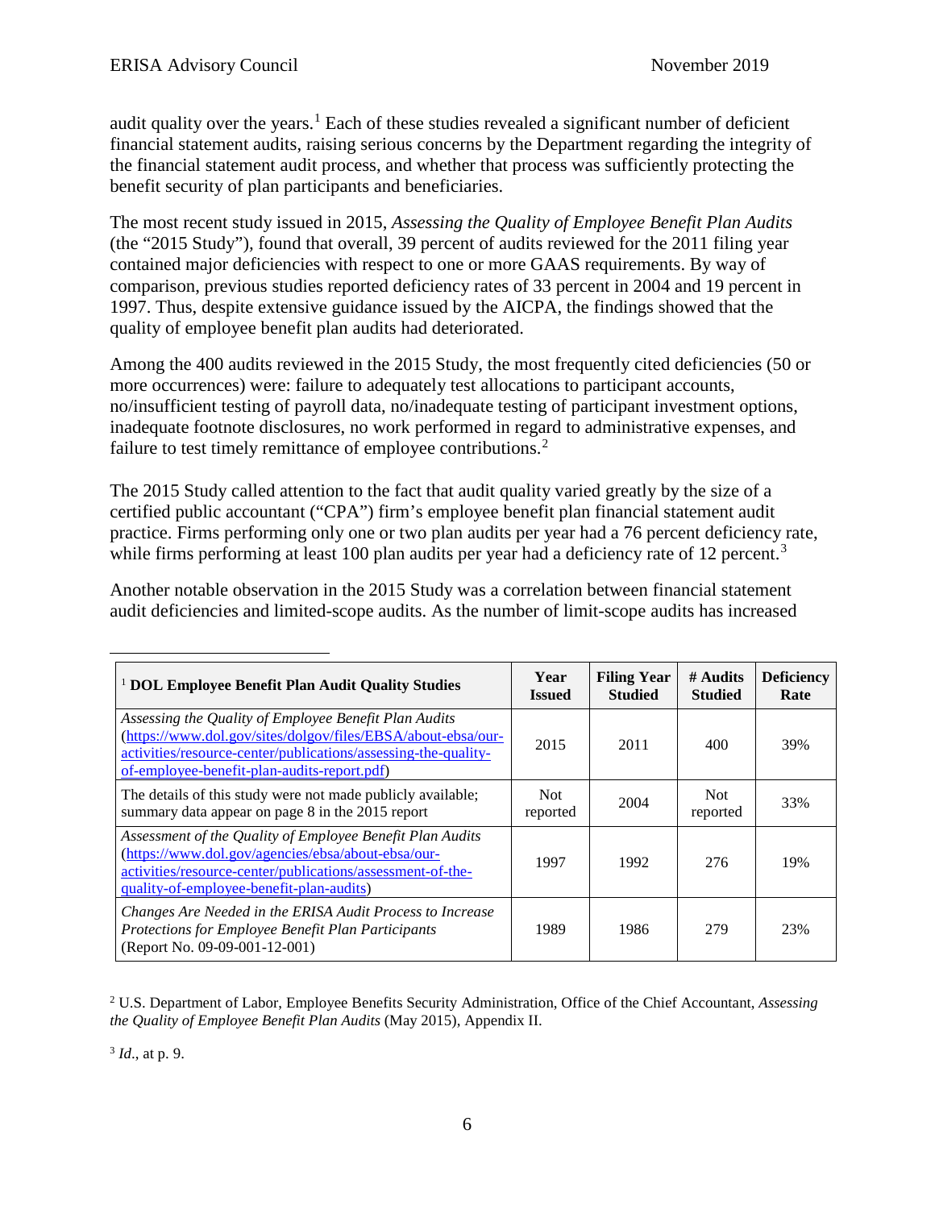audit quality over the years.[1] Each of these studies revealed a significant number of deficient financial statement audits, raising serious concerns by the Department regarding the integrity of the financial statement audit process, and whether that process was sufficiently protecting the benefit security of plan participants and beneficiaries.

The most recent study issued in 2015, *Assessing the Quality of Employee Benefit Plan Audits* (the "2015 Study"), found that overall, 39 percent of audits reviewed for the 2011 filing year contained major deficiencies with respect to one or more GAAS requirements. By way of comparison, previous studies reported deficiency rates of 33 percent in 2004 and 19 percent in 1997. Thus, despite extensive guidance issued by the AICPA, the findings showed that the quality of employee benefit plan audits had deteriorated.

Among the 400 audits reviewed in the 2015 Study, the most frequently cited deficiencies (50 or more occurrences) were: failure to adequately test allocations to participant accounts, no/insufficient testing of payroll data, no/inadequate testing of participant investment options, inadequate footnote disclosures, no work performed in regard to administrative expenses, and failure to test timely remittance of employee contributions.[2]

The 2015 Study called attention to the fact that audit quality varied greatly by the size of a certified public accountant ("CPA") firm's employee benefit plan financial statement audit practice. Firms performing only one or two plan audits per year had a 76 percent deficiency rate, while firms performing at least 100 plan audits per year had a deficiency rate of 12 percent.[3]

Another notable observation in the 2015 Study was a correlation between financial statement audit deficiencies and limited-scope audits. As the number of limit-scope audits has increased

---

| [1] **DOL Employee Benefit Plan Audit Quality Studies** | **Year Issued** | **Filing Year Studied** | **# Audits Studied** | **Deficiency Rate** |
|---|---|---|---|---|
| *Assessing the Quality of Employee Benefit Plan Audits* (https://www.dol.gov/sites/dolgov/files/EBSA/about-ebsa/our-activities/resource-center/publications/assessing-the-quality-of-employee-benefit-plan-audits-report.pdf) | 2015 | 2011 | 400 | 39% |
| The details of this study were not made publicly available; summary data appear on page 8 in the 2015 report | Not reported | 2004 | Not reported | 33% |
| *Assessment of the Quality of Employee Benefit Plan Audits* (https://www.dol.gov/agencies/ebsa/about-ebsa/our-activities/resource-center/publications/assessment-of-the-quality-of-employee-benefit-plan-audits) | 1997 | 1992 | 276 | 19% |
| *Changes Are Needed in the ERISA Audit Process to Increase Protections for Employee Benefit Plan Participants* (Report No. 09-09-001-12-001) | 1989 | 1986 | 279 | 23% |

[2] U.S. Department of Labor, Employee Benefits Security Administration, Office of the Chief Accountant, *Assessing the Quality of Employee Benefit Plan Audits* (May 2015), Appendix II.

[3] *Id*., at p. 9.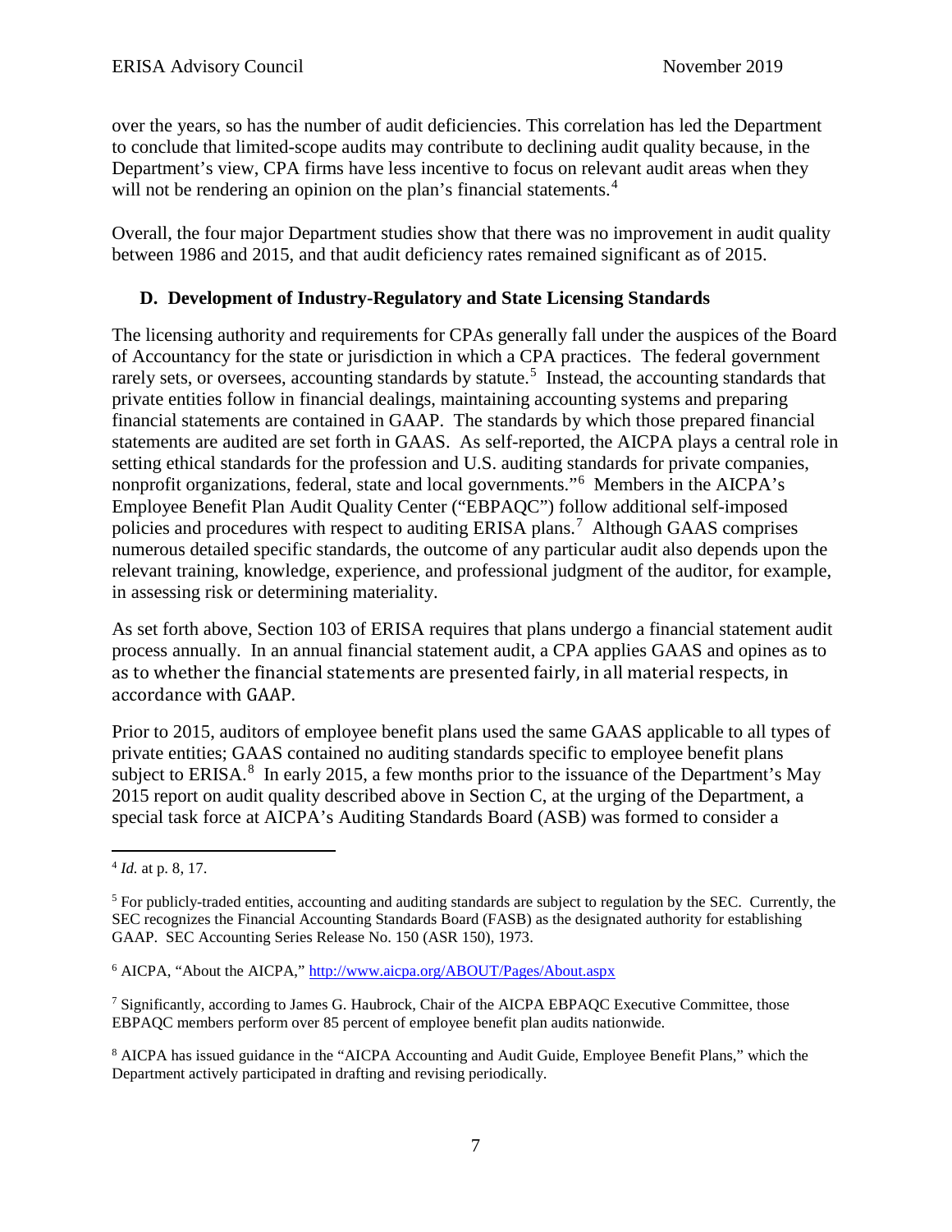over the years, so has the number of audit deficiencies. This correlation has led the Department to conclude that limited-scope audits may contribute to declining audit quality because, in the Department's view, CPA firms have less incentive to focus on relevant audit areas when they will not be rendering an opinion on the plan's financial statements.[4]

Overall, the four major Department studies show that there was no improvement in audit quality between 1986 and 2015, and that audit deficiency rates remained significant as of 2015.

### D. Development of Industry-Regulatory and State Licensing Standards

The licensing authority and requirements for CPAs generally fall under the auspices of the Board of Accountancy for the state or jurisdiction in which a CPA practices. The federal government rarely sets, or oversees, accounting standards by statute.[5] Instead, the accounting standards that private entities follow in financial dealings, maintaining accounting systems and preparing financial statements are contained in GAAP. The standards by which those prepared financial statements are audited are set forth in GAAS. As self-reported, the AICPA plays a central role in setting ethical standards for the profession and U.S. auditing standards for private companies, nonprofit organizations, federal, state and local governments."[6] Members in the AICPA's Employee Benefit Plan Audit Quality Center ("EBPAQC") follow additional self-imposed policies and procedures with respect to auditing ERISA plans.[7] Although GAAS comprises numerous detailed specific standards, the outcome of any particular audit also depends upon the relevant training, knowledge, experience, and professional judgment of the auditor, for example, in assessing risk or determining materiality.

As set forth above, Section 103 of ERISA requires that plans undergo a financial statement audit process annually. In an annual financial statement audit, a CPA applies GAAS and opines as to as to whether the financial statements are presented fairly, in all material respects, in accordance with GAAP.

Prior to 2015, auditors of employee benefit plans used the same GAAS applicable to all types of private entities; GAAS contained no auditing standards specific to employee benefit plans subject to ERISA.[8] In early 2015, a few months prior to the issuance of the Department's May 2015 report on audit quality described above in Section C, at the urging of the Department, a special task force at AICPA's Auditing Standards Board (ASB) was formed to consider a

---

[4] *Id.* at p. 8, 17.

[5] For publicly-traded entities, accounting and auditing standards are subject to regulation by the SEC. Currently, the SEC recognizes the Financial Accounting Standards Board (FASB) as the designated authority for establishing GAAP. SEC Accounting Series Release No. 150 (ASR 150), 1973.

[6] AICPA, "About the AICPA," http://www.aicpa.org/ABOUT/Pages/About.aspx

[7] Significantly, according to James G. Haubrock, Chair of the AICPA EBPAQC Executive Committee, those EBPAQC members perform over 85 percent of employee benefit plan audits nationwide.

[8] AICPA has issued guidance in the "AICPA Accounting and Audit Guide, Employee Benefit Plans," which the Department actively participated in drafting and revising periodically.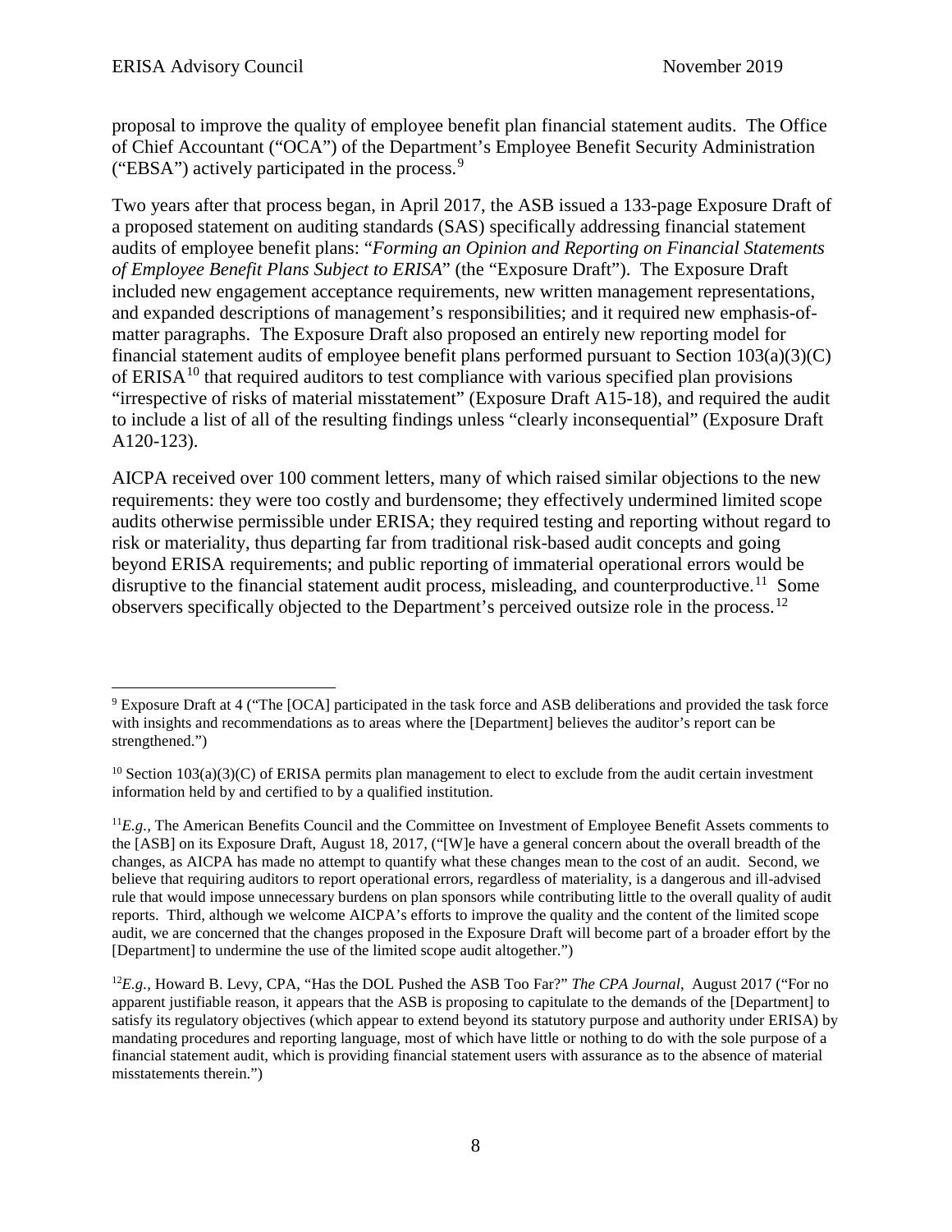proposal to improve the quality of employee benefit plan financial statement audits. The Office of Chief Accountant ("OCA") of the Department's Employee Benefit Security Administration ("EBSA") actively participated in the process.[9]

Two years after that process began, in April 2017, the ASB issued a 133-page Exposure Draft of a proposed statement on auditing standards (SAS) specifically addressing financial statement audits of employee benefit plans: "*Forming an Opinion and Reporting on Financial Statements of Employee Benefit Plans Subject to ERISA*" (the "Exposure Draft"). The Exposure Draft included new engagement acceptance requirements, new written management representations, and expanded descriptions of management's responsibilities; and it required new emphasis-of-matter paragraphs. The Exposure Draft also proposed an entirely new reporting model for financial statement audits of employee benefit plans performed pursuant to Section 103(a)(3)(C) of ERISA[10] that required auditors to test compliance with various specified plan provisions "irrespective of risks of material misstatement" (Exposure Draft A15-18), and required the audit to include a list of all of the resulting findings unless "clearly inconsequential" (Exposure Draft A120-123).

AICPA received over 100 comment letters, many of which raised similar objections to the new requirements: they were too costly and burdensome; they effectively undermined limited scope audits otherwise permissible under ERISA; they required testing and reporting without regard to risk or materiality, thus departing far from traditional risk-based audit concepts and going beyond ERISA requirements; and public reporting of immaterial operational errors would be disruptive to the financial statement audit process, misleading, and counterproductive.[11] Some observers specifically objected to the Department's perceived outsize role in the process.[12]

---

[9] Exposure Draft at 4 ("The [OCA] participated in the task force and ASB deliberations and provided the task force with insights and recommendations as to areas where the [Department] believes the auditor's report can be strengthened.")

[10] Section 103(a)(3)(C) of ERISA permits plan management to elect to exclude from the audit certain investment information held by and certified to by a qualified institution.

[11] *E.g.,* The American Benefits Council and the Committee on Investment of Employee Benefit Assets comments to the [ASB] on its Exposure Draft, August 18, 2017, ("[W]e have a general concern about the overall breadth of the changes, as AICPA has made no attempt to quantify what these changes mean to the cost of an audit. Second, we believe that requiring auditors to report operational errors, regardless of materiality, is a dangerous and ill-advised rule that would impose unnecessary burdens on plan sponsors while contributing little to the overall quality of audit reports. Third, although we welcome AICPA's efforts to improve the quality and the content of the limited scope audit, we are concerned that the changes proposed in the Exposure Draft will become part of a broader effort by the [Department] to undermine the use of the limited scope audit altogether.")

[12] *E.g.,* Howard B. Levy, CPA, "Has the DOL Pushed the ASB Too Far?" *The CPA Journal*, August 2017 ("For no apparent justifiable reason, it appears that the ASB is proposing to capitulate to the demands of the [Department] to satisfy its regulatory objectives (which appear to extend beyond its statutory purpose and authority under ERISA) by mandating procedures and reporting language, most of which have little or nothing to do with the sole purpose of a financial statement audit, which is providing financial statement users with assurance as to the absence of material misstatements therein.")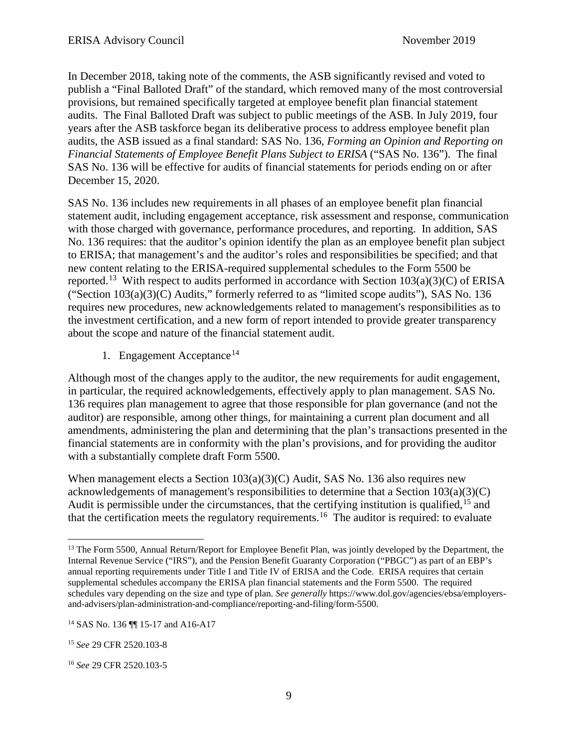In December 2018, taking note of the comments, the ASB significantly revised and voted to publish a "Final Balloted Draft" of the standard, which removed many of the most controversial provisions, but remained specifically targeted at employee benefit plan financial statement audits. The Final Balloted Draft was subject to public meetings of the ASB. In July 2019, four years after the ASB taskforce began its deliberative process to address employee benefit plan audits, the ASB issued as a final standard: SAS No. 136, *Forming an Opinion and Reporting on Financial Statements of Employee Benefit Plans Subject to ERISA* ("SAS No. 136"). The final SAS No. 136 will be effective for audits of financial statements for periods ending on or after December 15, 2020.

SAS No. 136 includes new requirements in all phases of an employee benefit plan financial statement audit, including engagement acceptance, risk assessment and response, communication with those charged with governance, performance procedures, and reporting. In addition, SAS No. 136 requires: that the auditor's opinion identify the plan as an employee benefit plan subject to ERISA; that management's and the auditor's roles and responsibilities be specified; and that new content relating to the ERISA-required supplemental schedules to the Form 5500 be reported.[13] With respect to audits performed in accordance with Section 103(a)(3)(C) of ERISA ("Section 103(a)(3)(C) Audits," formerly referred to as "limited scope audits"), SAS No. 136 requires new procedures, new acknowledgements related to management's responsibilities as to the investment certification, and a new form of report intended to provide greater transparency about the scope and nature of the financial statement audit.

1. Engagement Acceptance[14]

Although most of the changes apply to the auditor, the new requirements for audit engagement, in particular, the required acknowledgements, effectively apply to plan management. SAS No. 136 requires plan management to agree that those responsible for plan governance (and not the auditor) are responsible, among other things, for maintaining a current plan document and all amendments, administering the plan and determining that the plan's transactions presented in the financial statements are in conformity with the plan's provisions, and for providing the auditor with a substantially complete draft Form 5500.

When management elects a Section 103(a)(3)(C) Audit, SAS No. 136 also requires new acknowledgements of management's responsibilities to determine that a Section 103(a)(3)(C) Audit is permissible under the circumstances, that the certifying institution is qualified,[15] and that the certification meets the regulatory requirements.[16] The auditor is required: to evaluate

---

[13] The Form 5500, Annual Return/Report for Employee Benefit Plan, was jointly developed by the Department, the Internal Revenue Service ("IRS"), and the Pension Benefit Guaranty Corporation ("PBGC") as part of an EBP's annual reporting requirements under Title I and Title IV of ERISA and the Code. ERISA requires that certain supplemental schedules accompany the ERISA plan financial statements and the Form 5500. The required schedules vary depending on the size and type of plan. *See generally* https://www.dol.gov/agencies/ebsa/employers-and-advisers/plan-administration-and-compliance/reporting-and-filing/form-5500.

[14] SAS No. 136 ¶¶ 15-17 and A16-A17

[15] *See* 29 CFR 2520.103-8

[16] *See* 29 CFR 2520.103-5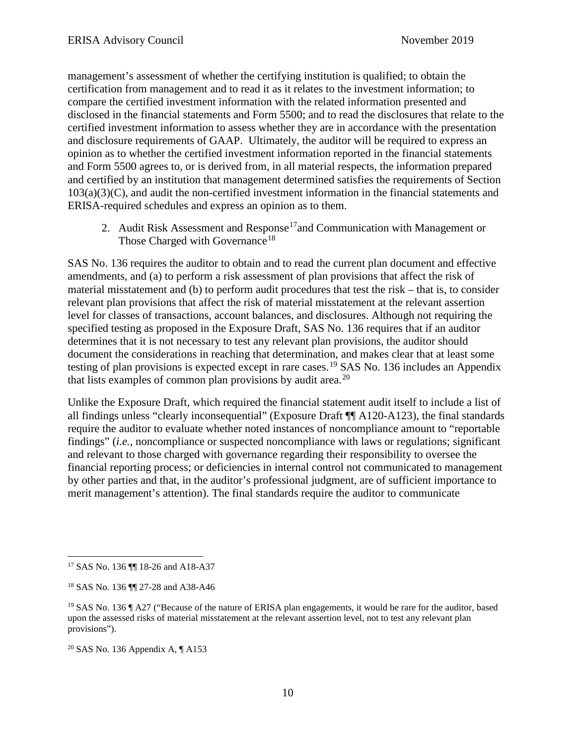management's assessment of whether the certifying institution is qualified; to obtain the certification from management and to read it as it relates to the investment information; to compare the certified investment information with the related information presented and disclosed in the financial statements and Form 5500; and to read the disclosures that relate to the certified investment information to assess whether they are in accordance with the presentation and disclosure requirements of GAAP. Ultimately, the auditor will be required to express an opinion as to whether the certified investment information reported in the financial statements and Form 5500 agrees to, or is derived from, in all material respects, the information prepared and certified by an institution that management determined satisfies the requirements of Section 103(a)(3)(C), and audit the non-certified investment information in the financial statements and ERISA-required schedules and express an opinion as to them.

2. Audit Risk Assessment and Response[17] and Communication with Management or Those Charged with Governance[18]

SAS No. 136 requires the auditor to obtain and to read the current plan document and effective amendments, and (a) to perform a risk assessment of plan provisions that affect the risk of material misstatement and (b) to perform audit procedures that test the risk – that is, to consider relevant plan provisions that affect the risk of material misstatement at the relevant assertion level for classes of transactions, account balances, and disclosures. Although not requiring the specified testing as proposed in the Exposure Draft, SAS No. 136 requires that if an auditor determines that it is not necessary to test any relevant plan provisions, the auditor should document the considerations in reaching that determination, and makes clear that at least some testing of plan provisions is expected except in rare cases.[19] SAS No. 136 includes an Appendix that lists examples of common plan provisions by audit area.[20]

Unlike the Exposure Draft, which required the financial statement audit itself to include a list of all findings unless "clearly inconsequential" (Exposure Draft ¶¶ A120-A123), the final standards require the auditor to evaluate whether noted instances of noncompliance amount to "reportable findings" (*i.e.*, noncompliance or suspected noncompliance with laws or regulations; significant and relevant to those charged with governance regarding their responsibility to oversee the financial reporting process; or deficiencies in internal control not communicated to management by other parties and that, in the auditor's professional judgment, are of sufficient importance to merit management's attention). The final standards require the auditor to communicate

---

[17] SAS No. 136 ¶¶ 18-26 and A18-A37

[18] SAS No. 136 ¶¶ 27-28 and A38-A46

[19] SAS No. 136 ¶ A27 ("Because of the nature of ERISA plan engagements, it would be rare for the auditor, based upon the assessed risks of material misstatement at the relevant assertion level, not to test any relevant plan provisions").

[20] SAS No. 136 Appendix A, ¶ A153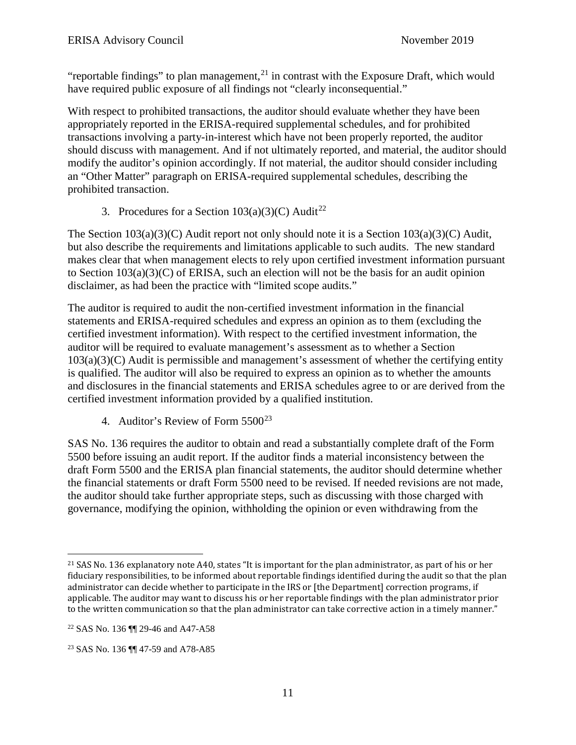"reportable findings" to plan management,[21] in contrast with the Exposure Draft, which would have required public exposure of all findings not "clearly inconsequential."

With respect to prohibited transactions, the auditor should evaluate whether they have been appropriately reported in the ERISA-required supplemental schedules, and for prohibited transactions involving a party-in-interest which have not been properly reported, the auditor should discuss with management. And if not ultimately reported, and material, the auditor should modify the auditor's opinion accordingly. If not material, the auditor should consider including an "Other Matter" paragraph on ERISA-required supplemental schedules, describing the prohibited transaction.

3. Procedures for a Section 103(a)(3)(C) Audit[22]

The Section 103(a)(3)(C) Audit report not only should note it is a Section 103(a)(3)(C) Audit, but also describe the requirements and limitations applicable to such audits. The new standard makes clear that when management elects to rely upon certified investment information pursuant to Section 103(a)(3)(C) of ERISA, such an election will not be the basis for an audit opinion disclaimer, as had been the practice with "limited scope audits."

The auditor is required to audit the non-certified investment information in the financial statements and ERISA-required schedules and express an opinion as to them (excluding the certified investment information). With respect to the certified investment information, the auditor will be required to evaluate management's assessment as to whether a Section 103(a)(3)(C) Audit is permissible and management's assessment of whether the certifying entity is qualified. The auditor will also be required to express an opinion as to whether the amounts and disclosures in the financial statements and ERISA schedules agree to or are derived from the certified investment information provided by a qualified institution.

4. Auditor's Review of Form 5500[23]

SAS No. 136 requires the auditor to obtain and read a substantially complete draft of the Form 5500 before issuing an audit report. If the auditor finds a material inconsistency between the draft Form 5500 and the ERISA plan financial statements, the auditor should determine whether the financial statements or draft Form 5500 need to be revised. If needed revisions are not made, the auditor should take further appropriate steps, such as discussing with those charged with governance, modifying the opinion, withholding the opinion or even withdrawing from the

---

[21] SAS No. 136 explanatory note A40, states "It is important for the plan administrator, as part of his or her fiduciary responsibilities, to be informed about reportable findings identified during the audit so that the plan administrator can decide whether to participate in the IRS or [the Department] correction programs, if applicable. The auditor may want to discuss his or her reportable findings with the plan administrator prior to the written communication so that the plan administrator can take corrective action in a timely manner."

[22] SAS No. 136 ¶¶ 29-46 and A47-A58

[23] SAS No. 136 ¶¶ 47-59 and A78-A85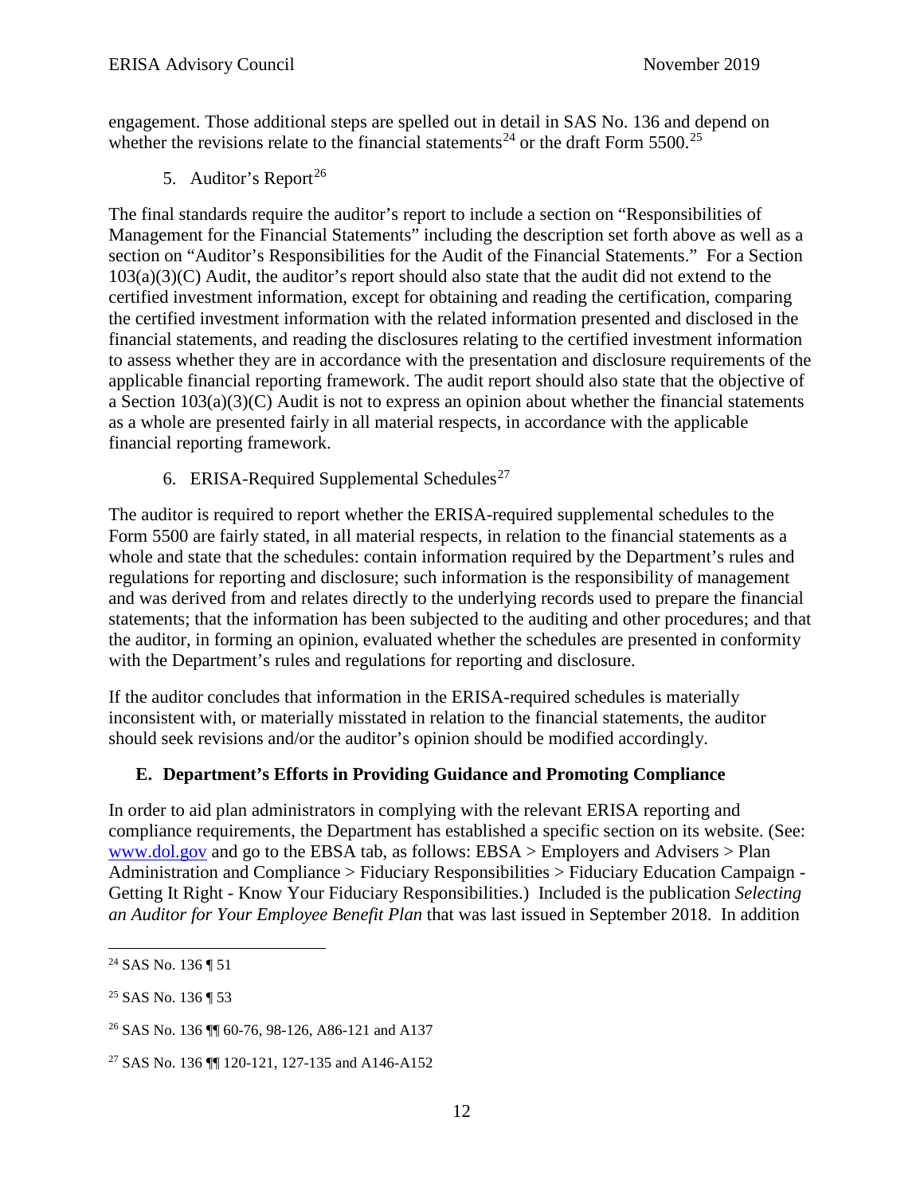engagement. Those additional steps are spelled out in detail in SAS No. 136 and depend on whether the revisions relate to the financial statements[24] or the draft Form 5500.[25]

5. Auditor's Report[26]

The final standards require the auditor's report to include a section on "Responsibilities of Management for the Financial Statements" including the description set forth above as well as a section on "Auditor's Responsibilities for the Audit of the Financial Statements." For a Section 103(a)(3)(C) Audit, the auditor's report should also state that the audit did not extend to the certified investment information, except for obtaining and reading the certification, comparing the certified investment information with the related information presented and disclosed in the financial statements, and reading the disclosures relating to the certified investment information to assess whether they are in accordance with the presentation and disclosure requirements of the applicable financial reporting framework. The audit report should also state that the objective of a Section 103(a)(3)(C) Audit is not to express an opinion about whether the financial statements as a whole are presented fairly in all material respects, in accordance with the applicable financial reporting framework.

6. ERISA-Required Supplemental Schedules[27]

The auditor is required to report whether the ERISA-required supplemental schedules to the Form 5500 are fairly stated, in all material respects, in relation to the financial statements as a whole and state that the schedules: contain information required by the Department's rules and regulations for reporting and disclosure; such information is the responsibility of management and was derived from and relates directly to the underlying records used to prepare the financial statements; that the information has been subjected to the auditing and other procedures; and that the auditor, in forming an opinion, evaluated whether the schedules are presented in conformity with the Department's rules and regulations for reporting and disclosure.

If the auditor concludes that information in the ERISA-required schedules is materially inconsistent with, or materially misstated in relation to the financial statements, the auditor should seek revisions and/or the auditor's opinion should be modified accordingly.

## E. Department's Efforts in Providing Guidance and Promoting Compliance

In order to aid plan administrators in complying with the relevant ERISA reporting and compliance requirements, the Department has established a specific section on its website. (See: www.dol.gov and go to the EBSA tab, as follows: EBSA > Employers and Advisers > Plan Administration and Compliance > Fiduciary Responsibilities > Fiduciary Education Campaign - Getting It Right - Know Your Fiduciary Responsibilities.) Included is the publication *Selecting an Auditor for Your Employee Benefit Plan* that was last issued in September 2018. In addition

---

[24] SAS No. 136 ¶ 51

[25] SAS No. 136 ¶ 53

[26] SAS No. 136 ¶¶ 60-76, 98-126, A86-121 and A137

[27] SAS No. 136 ¶¶ 120-121, 127-135 and A146-A152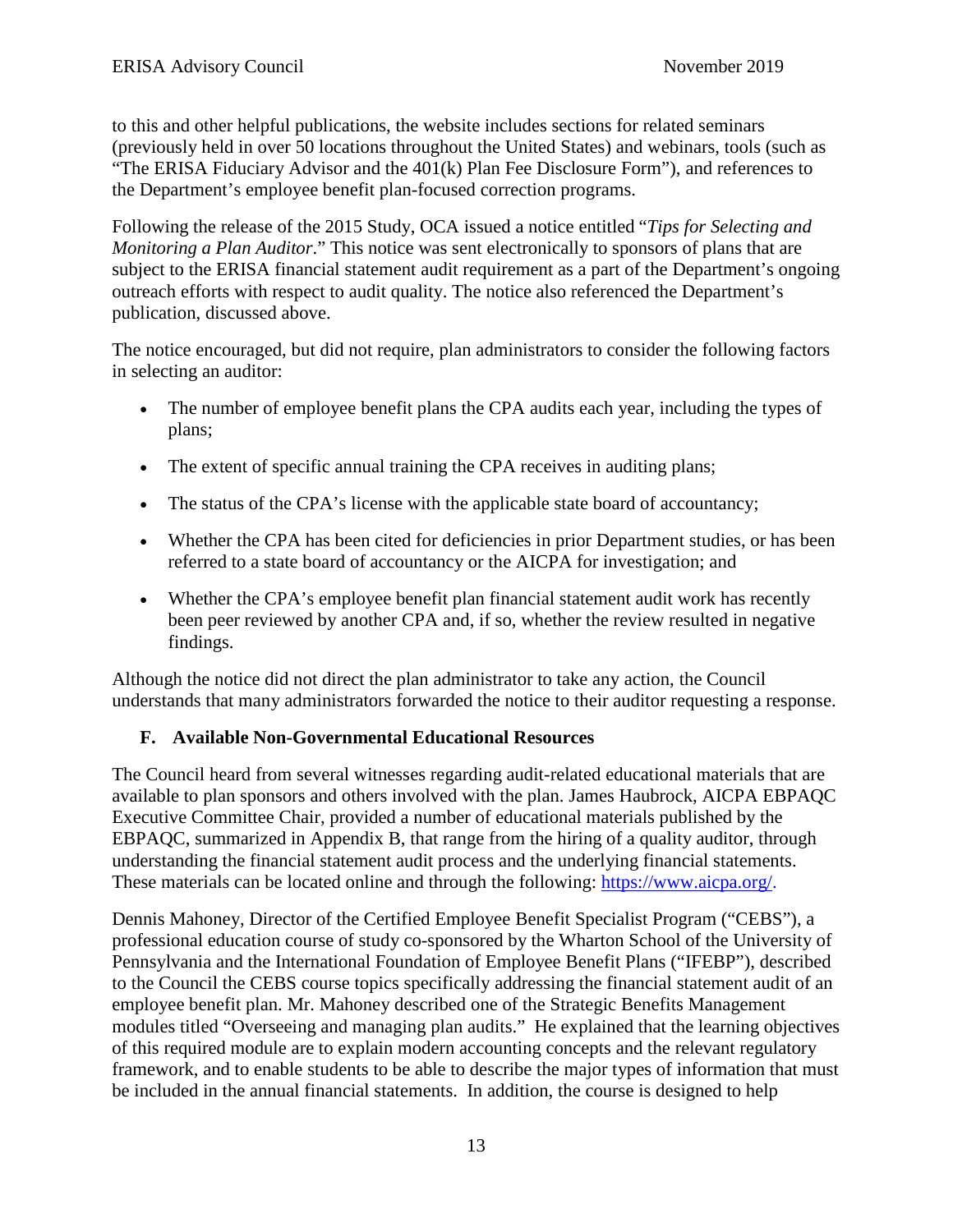to this and other helpful publications, the website includes sections for related seminars (previously held in over 50 locations throughout the United States) and webinars, tools (such as "The ERISA Fiduciary Advisor and the 401(k) Plan Fee Disclosure Form"), and references to the Department's employee benefit plan-focused correction programs.

Following the release of the 2015 Study, OCA issued a notice entitled "*Tips for Selecting and Monitoring a Plan Auditor*." This notice was sent electronically to sponsors of plans that are subject to the ERISA financial statement audit requirement as a part of the Department's ongoing outreach efforts with respect to audit quality. The notice also referenced the Department's publication, discussed above.

The notice encouraged, but did not require, plan administrators to consider the following factors in selecting an auditor:

- The number of employee benefit plans the CPA audits each year, including the types of plans;
- The extent of specific annual training the CPA receives in auditing plans;
- The status of the CPA's license with the applicable state board of accountancy;
- Whether the CPA has been cited for deficiencies in prior Department studies, or has been referred to a state board of accountancy or the AICPA for investigation; and
- Whether the CPA's employee benefit plan financial statement audit work has recently been peer reviewed by another CPA and, if so, whether the review resulted in negative findings.

Although the notice did not direct the plan administrator to take any action, the Council understands that many administrators forwarded the notice to their auditor requesting a response.

### F. Available Non-Governmental Educational Resources

The Council heard from several witnesses regarding audit-related educational materials that are available to plan sponsors and others involved with the plan. James Haubrock, AICPA EBPAQC Executive Committee Chair, provided a number of educational materials published by the EBPAQC, summarized in Appendix B, that range from the hiring of a quality auditor, through understanding the financial statement audit process and the underlying financial statements. These materials can be located online and through the following: https://www.aicpa.org/.

Dennis Mahoney, Director of the Certified Employee Benefit Specialist Program ("CEBS"), a professional education course of study co-sponsored by the Wharton School of the University of Pennsylvania and the International Foundation of Employee Benefit Plans ("IFEBP"), described to the Council the CEBS course topics specifically addressing the financial statement audit of an employee benefit plan. Mr. Mahoney described one of the Strategic Benefits Management modules titled "Overseeing and managing plan audits." He explained that the learning objectives of this required module are to explain modern accounting concepts and the relevant regulatory framework, and to enable students to be able to describe the major types of information that must be included in the annual financial statements. In addition, the course is designed to help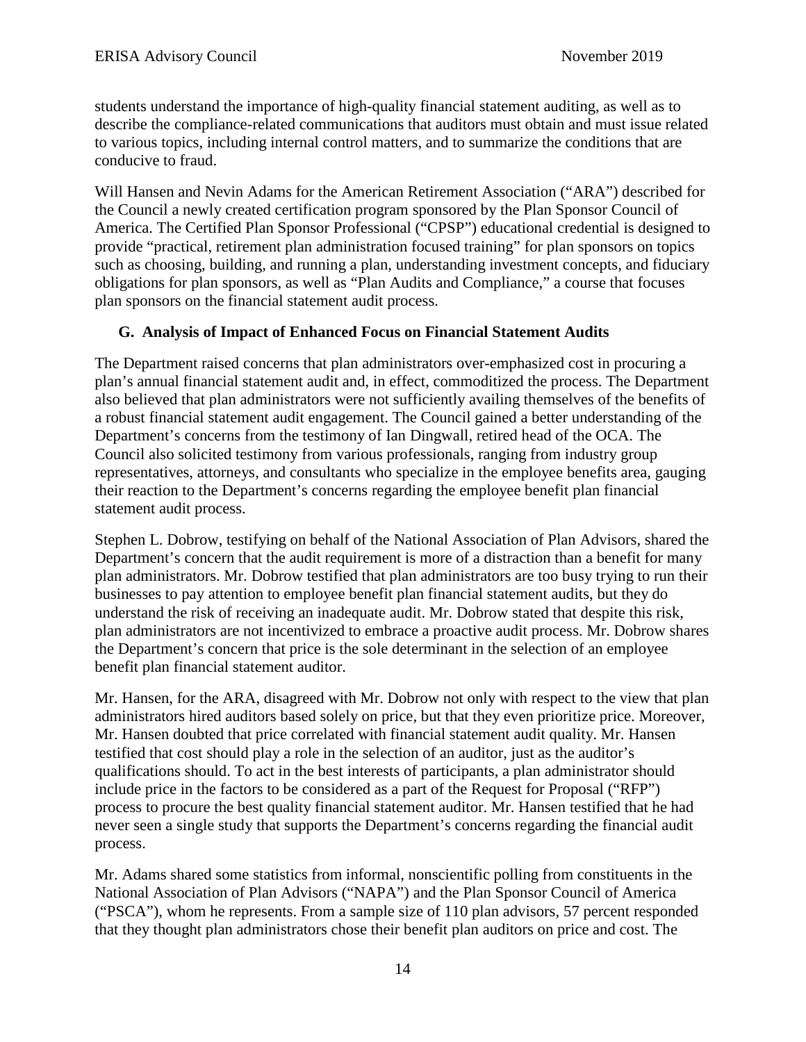students understand the importance of high-quality financial statement auditing, as well as to describe the compliance-related communications that auditors must obtain and must issue related to various topics, including internal control matters, and to summarize the conditions that are conducive to fraud.

Will Hansen and Nevin Adams for the American Retirement Association ("ARA") described for the Council a newly created certification program sponsored by the Plan Sponsor Council of America. The Certified Plan Sponsor Professional ("CPSP") educational credential is designed to provide "practical, retirement plan administration focused training" for plan sponsors on topics such as choosing, building, and running a plan, understanding investment concepts, and fiduciary obligations for plan sponsors, as well as "Plan Audits and Compliance," a course that focuses plan sponsors on the financial statement audit process.

### G. Analysis of Impact of Enhanced Focus on Financial Statement Audits

The Department raised concerns that plan administrators over-emphasized cost in procuring a plan's annual financial statement audit and, in effect, commoditized the process. The Department also believed that plan administrators were not sufficiently availing themselves of the benefits of a robust financial statement audit engagement. The Council gained a better understanding of the Department's concerns from the testimony of Ian Dingwall, retired head of the OCA. The Council also solicited testimony from various professionals, ranging from industry group representatives, attorneys, and consultants who specialize in the employee benefits area, gauging their reaction to the Department's concerns regarding the employee benefit plan financial statement audit process.

Stephen L. Dobrow, testifying on behalf of the National Association of Plan Advisors, shared the Department's concern that the audit requirement is more of a distraction than a benefit for many plan administrators. Mr. Dobrow testified that plan administrators are too busy trying to run their businesses to pay attention to employee benefit plan financial statement audits, but they do understand the risk of receiving an inadequate audit. Mr. Dobrow stated that despite this risk, plan administrators are not incentivized to embrace a proactive audit process. Mr. Dobrow shares the Department's concern that price is the sole determinant in the selection of an employee benefit plan financial statement auditor.

Mr. Hansen, for the ARA, disagreed with Mr. Dobrow not only with respect to the view that plan administrators hired auditors based solely on price, but that they even prioritize price. Moreover, Mr. Hansen doubted that price correlated with financial statement audit quality. Mr. Hansen testified that cost should play a role in the selection of an auditor, just as the auditor's qualifications should. To act in the best interests of participants, a plan administrator should include price in the factors to be considered as a part of the Request for Proposal ("RFP") process to procure the best quality financial statement auditor. Mr. Hansen testified that he had never seen a single study that supports the Department's concerns regarding the financial audit process.

Mr. Adams shared some statistics from informal, nonscientific polling from constituents in the National Association of Plan Advisors ("NAPA") and the Plan Sponsor Council of America ("PSCA"), whom he represents. From a sample size of 110 plan advisors, 57 percent responded that they thought plan administrators chose their benefit plan auditors on price and cost. The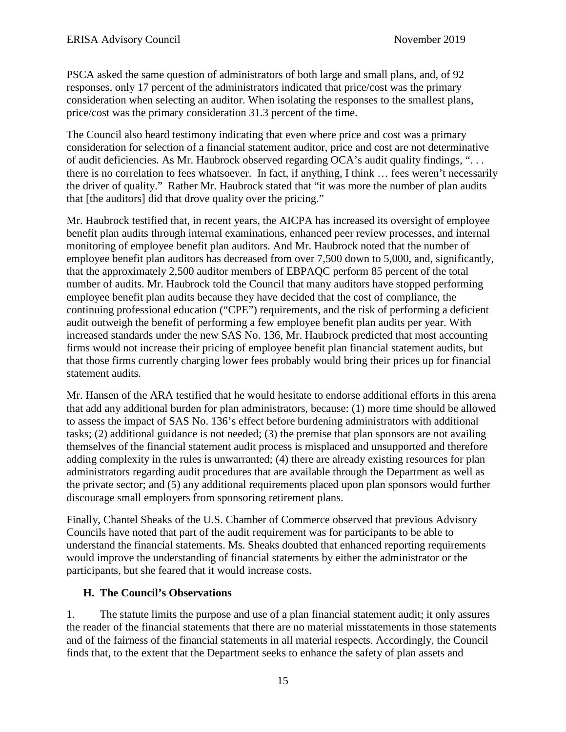PSCA asked the same question of administrators of both large and small plans, and, of 92 responses, only 17 percent of the administrators indicated that price/cost was the primary consideration when selecting an auditor. When isolating the responses to the smallest plans, price/cost was the primary consideration 31.3 percent of the time.

The Council also heard testimony indicating that even where price and cost was a primary consideration for selection of a financial statement auditor, price and cost are not determinative of audit deficiencies. As Mr. Haubrock observed regarding OCA's audit quality findings, ". . . there is no correlation to fees whatsoever. In fact, if anything, I think … fees weren't necessarily the driver of quality." Rather Mr. Haubrock stated that "it was more the number of plan audits that [the auditors] did that drove quality over the pricing."

Mr. Haubrock testified that, in recent years, the AICPA has increased its oversight of employee benefit plan audits through internal examinations, enhanced peer review processes, and internal monitoring of employee benefit plan auditors. And Mr. Haubrock noted that the number of employee benefit plan auditors has decreased from over 7,500 down to 5,000, and, significantly, that the approximately 2,500 auditor members of EBPAQC perform 85 percent of the total number of audits. Mr. Haubrock told the Council that many auditors have stopped performing employee benefit plan audits because they have decided that the cost of compliance, the continuing professional education ("CPE") requirements, and the risk of performing a deficient audit outweigh the benefit of performing a few employee benefit plan audits per year. With increased standards under the new SAS No. 136, Mr. Haubrock predicted that most accounting firms would not increase their pricing of employee benefit plan financial statement audits, but that those firms currently charging lower fees probably would bring their prices up for financial statement audits.

Mr. Hansen of the ARA testified that he would hesitate to endorse additional efforts in this arena that add any additional burden for plan administrators, because: (1) more time should be allowed to assess the impact of SAS No. 136's effect before burdening administrators with additional tasks; (2) additional guidance is not needed; (3) the premise that plan sponsors are not availing themselves of the financial statement audit process is misplaced and unsupported and therefore adding complexity in the rules is unwarranted; (4) there are already existing resources for plan administrators regarding audit procedures that are available through the Department as well as the private sector; and (5) any additional requirements placed upon plan sponsors would further discourage small employers from sponsoring retirement plans.

Finally, Chantel Sheaks of the U.S. Chamber of Commerce observed that previous Advisory Councils have noted that part of the audit requirement was for participants to be able to understand the financial statements. Ms. Sheaks doubted that enhanced reporting requirements would improve the understanding of financial statements by either the administrator or the participants, but she feared that it would increase costs.

### H. The Council's Observations

1. The statute limits the purpose and use of a plan financial statement audit; it only assures the reader of the financial statements that there are no material misstatements in those statements and of the fairness of the financial statements in all material respects. Accordingly, the Council finds that, to the extent that the Department seeks to enhance the safety of plan assets and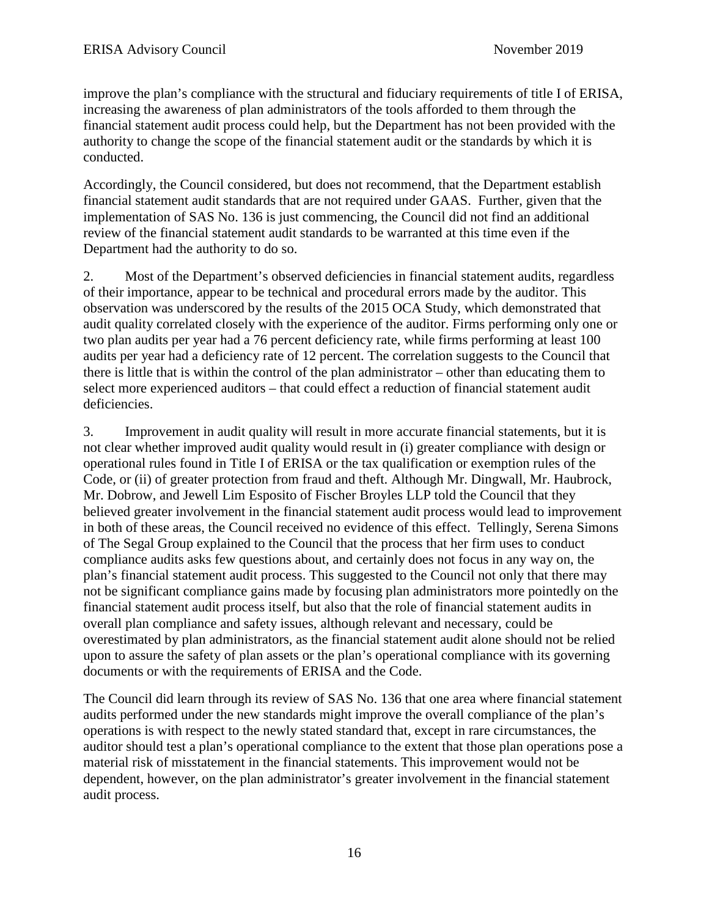improve the plan's compliance with the structural and fiduciary requirements of title I of ERISA, increasing the awareness of plan administrators of the tools afforded to them through the financial statement audit process could help, but the Department has not been provided with the authority to change the scope of the financial statement audit or the standards by which it is conducted.

Accordingly, the Council considered, but does not recommend, that the Department establish financial statement audit standards that are not required under GAAS. Further, given that the implementation of SAS No. 136 is just commencing, the Council did not find an additional review of the financial statement audit standards to be warranted at this time even if the Department had the authority to do so.

2. Most of the Department's observed deficiencies in financial statement audits, regardless of their importance, appear to be technical and procedural errors made by the auditor. This observation was underscored by the results of the 2015 OCA Study, which demonstrated that audit quality correlated closely with the experience of the auditor. Firms performing only one or two plan audits per year had a 76 percent deficiency rate, while firms performing at least 100 audits per year had a deficiency rate of 12 percent. The correlation suggests to the Council that there is little that is within the control of the plan administrator – other than educating them to select more experienced auditors – that could effect a reduction of financial statement audit deficiencies.

3. Improvement in audit quality will result in more accurate financial statements, but it is not clear whether improved audit quality would result in (i) greater compliance with design or operational rules found in Title I of ERISA or the tax qualification or exemption rules of the Code, or (ii) of greater protection from fraud and theft. Although Mr. Dingwall, Mr. Haubrock, Mr. Dobrow, and Jewell Lim Esposito of Fischer Broyles LLP told the Council that they believed greater involvement in the financial statement audit process would lead to improvement in both of these areas, the Council received no evidence of this effect. Tellingly, Serena Simons of The Segal Group explained to the Council that the process that her firm uses to conduct compliance audits asks few questions about, and certainly does not focus in any way on, the plan's financial statement audit process. This suggested to the Council not only that there may not be significant compliance gains made by focusing plan administrators more pointedly on the financial statement audit process itself, but also that the role of financial statement audits in overall plan compliance and safety issues, although relevant and necessary, could be overestimated by plan administrators, as the financial statement audit alone should not be relied upon to assure the safety of plan assets or the plan's operational compliance with its governing documents or with the requirements of ERISA and the Code.

The Council did learn through its review of SAS No. 136 that one area where financial statement audits performed under the new standards might improve the overall compliance of the plan's operations is with respect to the newly stated standard that, except in rare circumstances, the auditor should test a plan's operational compliance to the extent that those plan operations pose a material risk of misstatement in the financial statements. This improvement would not be dependent, however, on the plan administrator's greater involvement in the financial statement audit process.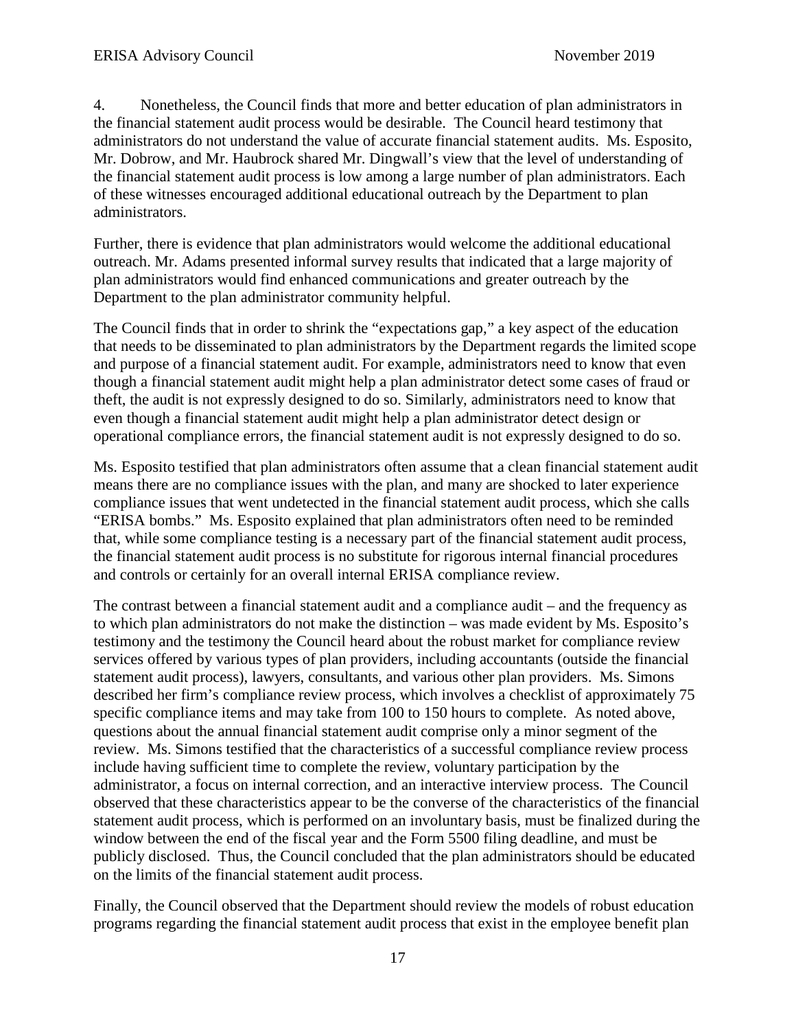4. Nonetheless, the Council finds that more and better education of plan administrators in the financial statement audit process would be desirable. The Council heard testimony that administrators do not understand the value of accurate financial statement audits. Ms. Esposito, Mr. Dobrow, and Mr. Haubrock shared Mr. Dingwall's view that the level of understanding of the financial statement audit process is low among a large number of plan administrators. Each of these witnesses encouraged additional educational outreach by the Department to plan administrators.

Further, there is evidence that plan administrators would welcome the additional educational outreach. Mr. Adams presented informal survey results that indicated that a large majority of plan administrators would find enhanced communications and greater outreach by the Department to the plan administrator community helpful.

The Council finds that in order to shrink the "expectations gap," a key aspect of the education that needs to be disseminated to plan administrators by the Department regards the limited scope and purpose of a financial statement audit. For example, administrators need to know that even though a financial statement audit might help a plan administrator detect some cases of fraud or theft, the audit is not expressly designed to do so. Similarly, administrators need to know that even though a financial statement audit might help a plan administrator detect design or operational compliance errors, the financial statement audit is not expressly designed to do so.

Ms. Esposito testified that plan administrators often assume that a clean financial statement audit means there are no compliance issues with the plan, and many are shocked to later experience compliance issues that went undetected in the financial statement audit process, which she calls "ERISA bombs." Ms. Esposito explained that plan administrators often need to be reminded that, while some compliance testing is a necessary part of the financial statement audit process, the financial statement audit process is no substitute for rigorous internal financial procedures and controls or certainly for an overall internal ERISA compliance review.

The contrast between a financial statement audit and a compliance audit – and the frequency as to which plan administrators do not make the distinction – was made evident by Ms. Esposito's testimony and the testimony the Council heard about the robust market for compliance review services offered by various types of plan providers, including accountants (outside the financial statement audit process), lawyers, consultants, and various other plan providers. Ms. Simons described her firm's compliance review process, which involves a checklist of approximately 75 specific compliance items and may take from 100 to 150 hours to complete. As noted above, questions about the annual financial statement audit comprise only a minor segment of the review. Ms. Simons testified that the characteristics of a successful compliance review process include having sufficient time to complete the review, voluntary participation by the administrator, a focus on internal correction, and an interactive interview process. The Council observed that these characteristics appear to be the converse of the characteristics of the financial statement audit process, which is performed on an involuntary basis, must be finalized during the window between the end of the fiscal year and the Form 5500 filing deadline, and must be publicly disclosed. Thus, the Council concluded that the plan administrators should be educated on the limits of the financial statement audit process.

Finally, the Council observed that the Department should review the models of robust education programs regarding the financial statement audit process that exist in the employee benefit plan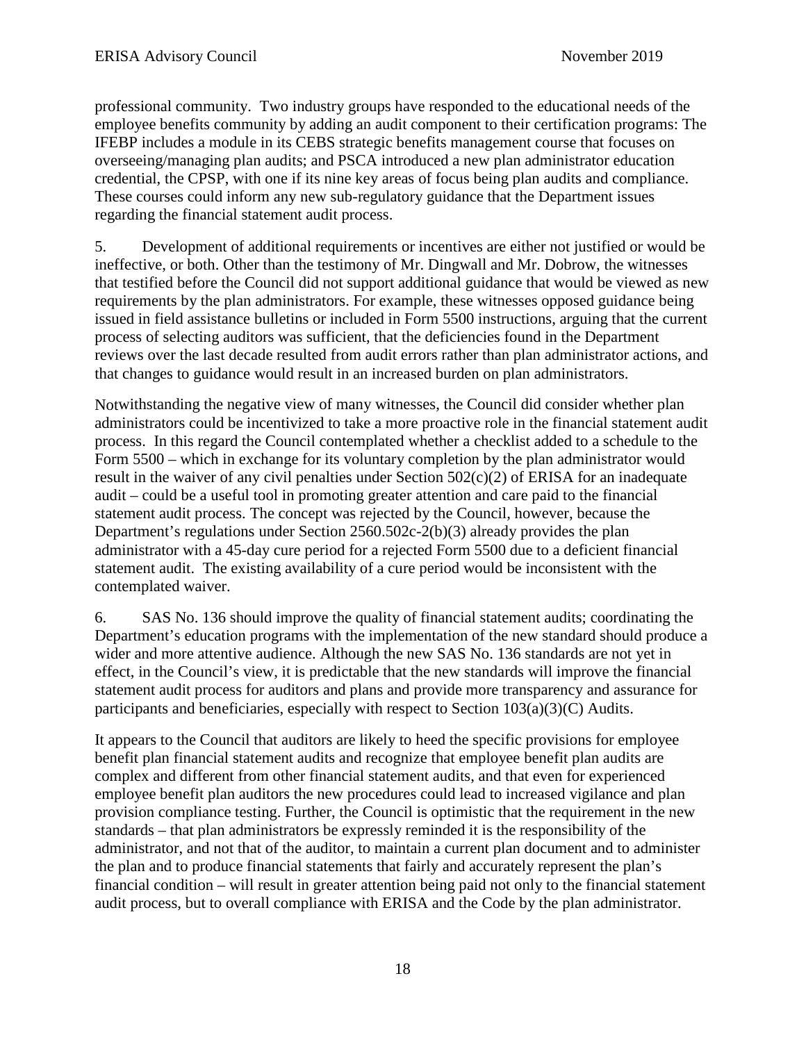professional community. Two industry groups have responded to the educational needs of the employee benefits community by adding an audit component to their certification programs: The IFEBP includes a module in its CEBS strategic benefits management course that focuses on overseeing/managing plan audits; and PSCA introduced a new plan administrator education credential, the CPSP, with one if its nine key areas of focus being plan audits and compliance. These courses could inform any new sub-regulatory guidance that the Department issues regarding the financial statement audit process.

5. Development of additional requirements or incentives are either not justified or would be ineffective, or both. Other than the testimony of Mr. Dingwall and Mr. Dobrow, the witnesses that testified before the Council did not support additional guidance that would be viewed as new requirements by the plan administrators. For example, these witnesses opposed guidance being issued in field assistance bulletins or included in Form 5500 instructions, arguing that the current process of selecting auditors was sufficient, that the deficiencies found in the Department reviews over the last decade resulted from audit errors rather than plan administrator actions, and that changes to guidance would result in an increased burden on plan administrators.

Notwithstanding the negative view of many witnesses, the Council did consider whether plan administrators could be incentivized to take a more proactive role in the financial statement audit process. In this regard the Council contemplated whether a checklist added to a schedule to the Form 5500 – which in exchange for its voluntary completion by the plan administrator would result in the waiver of any civil penalties under Section 502(c)(2) of ERISA for an inadequate audit – could be a useful tool in promoting greater attention and care paid to the financial statement audit process. The concept was rejected by the Council, however, because the Department's regulations under Section 2560.502c-2(b)(3) already provides the plan administrator with a 45-day cure period for a rejected Form 5500 due to a deficient financial statement audit. The existing availability of a cure period would be inconsistent with the contemplated waiver.

6. SAS No. 136 should improve the quality of financial statement audits; coordinating the Department's education programs with the implementation of the new standard should produce a wider and more attentive audience. Although the new SAS No. 136 standards are not yet in effect, in the Council's view, it is predictable that the new standards will improve the financial statement audit process for auditors and plans and provide more transparency and assurance for participants and beneficiaries, especially with respect to Section 103(a)(3)(C) Audits.

It appears to the Council that auditors are likely to heed the specific provisions for employee benefit plan financial statement audits and recognize that employee benefit plan audits are complex and different from other financial statement audits, and that even for experienced employee benefit plan auditors the new procedures could lead to increased vigilance and plan provision compliance testing. Further, the Council is optimistic that the requirement in the new standards – that plan administrators be expressly reminded it is the responsibility of the administrator, and not that of the auditor, to maintain a current plan document and to administer the plan and to produce financial statements that fairly and accurately represent the plan's financial condition – will result in greater attention being paid not only to the financial statement audit process, but to overall compliance with ERISA and the Code by the plan administrator.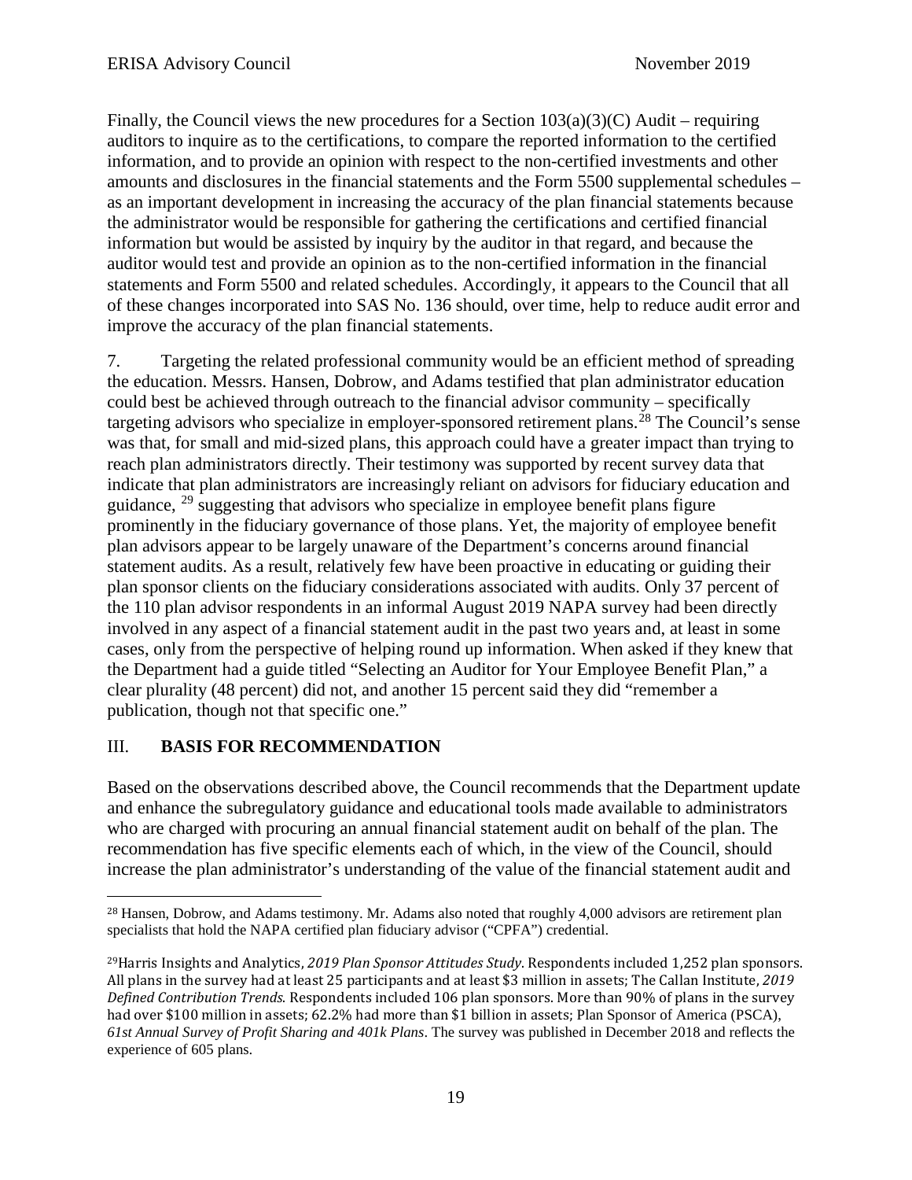Finally, the Council views the new procedures for a Section 103(a)(3)(C) Audit – requiring auditors to inquire as to the certifications, to compare the reported information to the certified information, and to provide an opinion with respect to the non-certified investments and other amounts and disclosures in the financial statements and the Form 5500 supplemental schedules – as an important development in increasing the accuracy of the plan financial statements because the administrator would be responsible for gathering the certifications and certified financial information but would be assisted by inquiry by the auditor in that regard, and because the auditor would test and provide an opinion as to the non-certified information in the financial statements and Form 5500 and related schedules. Accordingly, it appears to the Council that all of these changes incorporated into SAS No. 136 should, over time, help to reduce audit error and improve the accuracy of the plan financial statements.

7. Targeting the related professional community would be an efficient method of spreading the education. Messrs. Hansen, Dobrow, and Adams testified that plan administrator education could best be achieved through outreach to the financial advisor community – specifically targeting advisors who specialize in employer-sponsored retirement plans.[28] The Council's sense was that, for small and mid-sized plans, this approach could have a greater impact than trying to reach plan administrators directly. Their testimony was supported by recent survey data that indicate that plan administrators are increasingly reliant on advisors for fiduciary education and guidance, [29] suggesting that advisors who specialize in employee benefit plans figure prominently in the fiduciary governance of those plans. Yet, the majority of employee benefit plan advisors appear to be largely unaware of the Department's concerns around financial statement audits. As a result, relatively few have been proactive in educating or guiding their plan sponsor clients on the fiduciary considerations associated with audits. Only 37 percent of the 110 plan advisor respondents in an informal August 2019 NAPA survey had been directly involved in any aspect of a financial statement audit in the past two years and, at least in some cases, only from the perspective of helping round up information. When asked if they knew that the Department had a guide titled "Selecting an Auditor for Your Employee Benefit Plan," a clear plurality (48 percent) did not, and another 15 percent said they did "remember a publication, though not that specific one."

## III. **BASIS FOR RECOMMENDATION**

Based on the observations described above, the Council recommends that the Department update and enhance the subregulatory guidance and educational tools made available to administrators who are charged with procuring an annual financial statement audit on behalf of the plan. The recommendation has five specific elements each of which, in the view of the Council, should increase the plan administrator's understanding of the value of the financial statement audit and

---

[28] Hansen, Dobrow, and Adams testimony. Mr. Adams also noted that roughly 4,000 advisors are retirement plan specialists that hold the NAPA certified plan fiduciary advisor ("CPFA") credential.

[29] Harris Insights and Analytics, *2019 Plan Sponsor Attitudes Study*. Respondents included 1,252 plan sponsors. All plans in the survey had at least 25 participants and at least $3 million in assets; The Callan Institute, *2019 Defined Contribution Trends*. Respondents included 106 plan sponsors. More than 90% of plans in the survey had over $100 million in assets; 62.2% had more than $1 billion in assets; Plan Sponsor of America (PSCA), *61st Annual Survey of Profit Sharing and 401k Plans*. The survey was published in December 2018 and reflects the experience of 605 plans.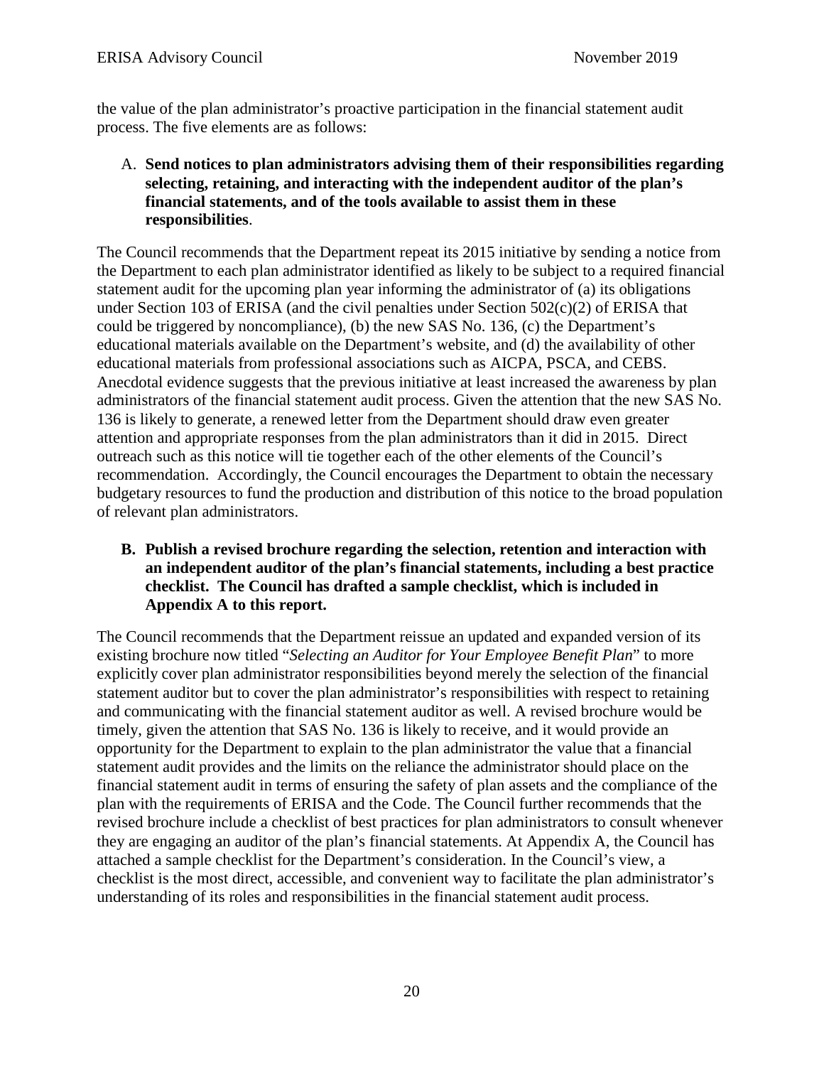the value of the plan administrator's proactive participation in the financial statement audit process. The five elements are as follows:

A. **Send notices to plan administrators advising them of their responsibilities regarding selecting, retaining, and interacting with the independent auditor of the plan's financial statements, and of the tools available to assist them in these responsibilities**.

The Council recommends that the Department repeat its 2015 initiative by sending a notice from the Department to each plan administrator identified as likely to be subject to a required financial statement audit for the upcoming plan year informing the administrator of (a) its obligations under Section 103 of ERISA (and the civil penalties under Section 502(c)(2) of ERISA that could be triggered by noncompliance), (b) the new SAS No. 136, (c) the Department's educational materials available on the Department's website, and (d) the availability of other educational materials from professional associations such as AICPA, PSCA, and CEBS. Anecdotal evidence suggests that the previous initiative at least increased the awareness by plan administrators of the financial statement audit process. Given the attention that the new SAS No. 136 is likely to generate, a renewed letter from the Department should draw even greater attention and appropriate responses from the plan administrators than it did in 2015. Direct outreach such as this notice will tie together each of the other elements of the Council's recommendation. Accordingly, the Council encourages the Department to obtain the necessary budgetary resources to fund the production and distribution of this notice to the broad population of relevant plan administrators.

B. **Publish a revised brochure regarding the selection, retention and interaction with an independent auditor of the plan's financial statements, including a best practice checklist. The Council has drafted a sample checklist, which is included in Appendix A to this report.**

The Council recommends that the Department reissue an updated and expanded version of its existing brochure now titled "*Selecting an Auditor for Your Employee Benefit Plan*" to more explicitly cover plan administrator responsibilities beyond merely the selection of the financial statement auditor but to cover the plan administrator's responsibilities with respect to retaining and communicating with the financial statement auditor as well. A revised brochure would be timely, given the attention that SAS No. 136 is likely to receive, and it would provide an opportunity for the Department to explain to the plan administrator the value that a financial statement audit provides and the limits on the reliance the administrator should place on the financial statement audit in terms of ensuring the safety of plan assets and the compliance of the plan with the requirements of ERISA and the Code. The Council further recommends that the revised brochure include a checklist of best practices for plan administrators to consult whenever they are engaging an auditor of the plan's financial statements. At Appendix A, the Council has attached a sample checklist for the Department's consideration. In the Council's view, a checklist is the most direct, accessible, and convenient way to facilitate the plan administrator's understanding of its roles and responsibilities in the financial statement audit process.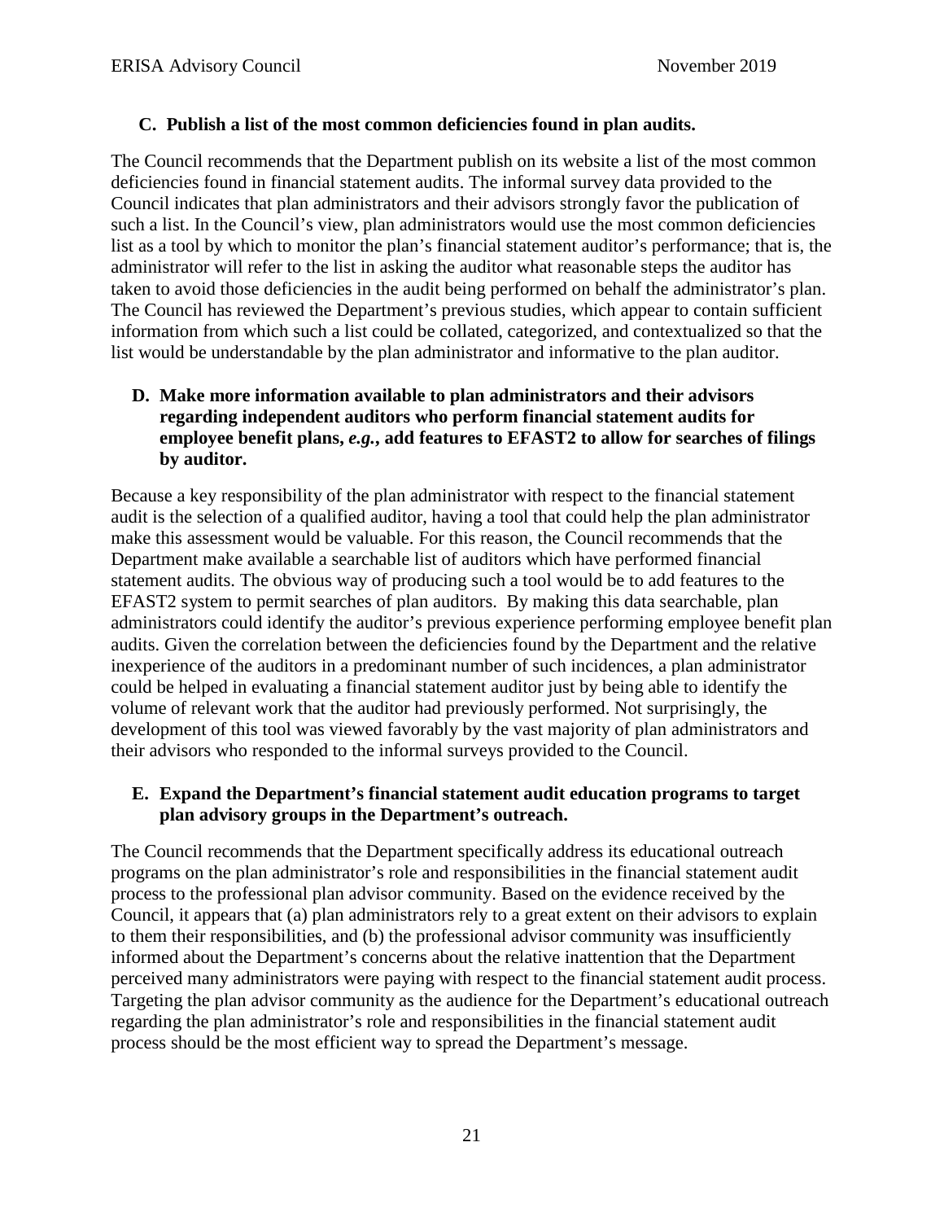### C. Publish a list of the most common deficiencies found in plan audits.

The Council recommends that the Department publish on its website a list of the most common deficiencies found in financial statement audits. The informal survey data provided to the Council indicates that plan administrators and their advisors strongly favor the publication of such a list. In the Council's view, plan administrators would use the most common deficiencies list as a tool by which to monitor the plan's financial statement auditor's performance; that is, the administrator will refer to the list in asking the auditor what reasonable steps the auditor has taken to avoid those deficiencies in the audit being performed on behalf the administrator's plan. The Council has reviewed the Department's previous studies, which appear to contain sufficient information from which such a list could be collated, categorized, and contextualized so that the list would be understandable by the plan administrator and informative to the plan auditor.

### D. Make more information available to plan administrators and their advisors regarding independent auditors who perform financial statement audits for employee benefit plans, *e.g.*, add features to EFAST2 to allow for searches of filings by auditor.

Because a key responsibility of the plan administrator with respect to the financial statement audit is the selection of a qualified auditor, having a tool that could help the plan administrator make this assessment would be valuable. For this reason, the Council recommends that the Department make available a searchable list of auditors which have performed financial statement audits. The obvious way of producing such a tool would be to add features to the EFAST2 system to permit searches of plan auditors. By making this data searchable, plan administrators could identify the auditor's previous experience performing employee benefit plan audits. Given the correlation between the deficiencies found by the Department and the relative inexperience of the auditors in a predominant number of such incidences, a plan administrator could be helped in evaluating a financial statement auditor just by being able to identify the volume of relevant work that the auditor had previously performed. Not surprisingly, the development of this tool was viewed favorably by the vast majority of plan administrators and their advisors who responded to the informal surveys provided to the Council.

### E. Expand the Department's financial statement audit education programs to target plan advisory groups in the Department's outreach.

The Council recommends that the Department specifically address its educational outreach programs on the plan administrator's role and responsibilities in the financial statement audit process to the professional plan advisor community. Based on the evidence received by the Council, it appears that (a) plan administrators rely to a great extent on their advisors to explain to them their responsibilities, and (b) the professional advisor community was insufficiently informed about the Department's concerns about the relative inattention that the Department perceived many administrators were paying with respect to the financial statement audit process. Targeting the plan advisor community as the audience for the Department's educational outreach regarding the plan administrator's role and responsibilities in the financial statement audit process should be the most efficient way to spread the Department's message.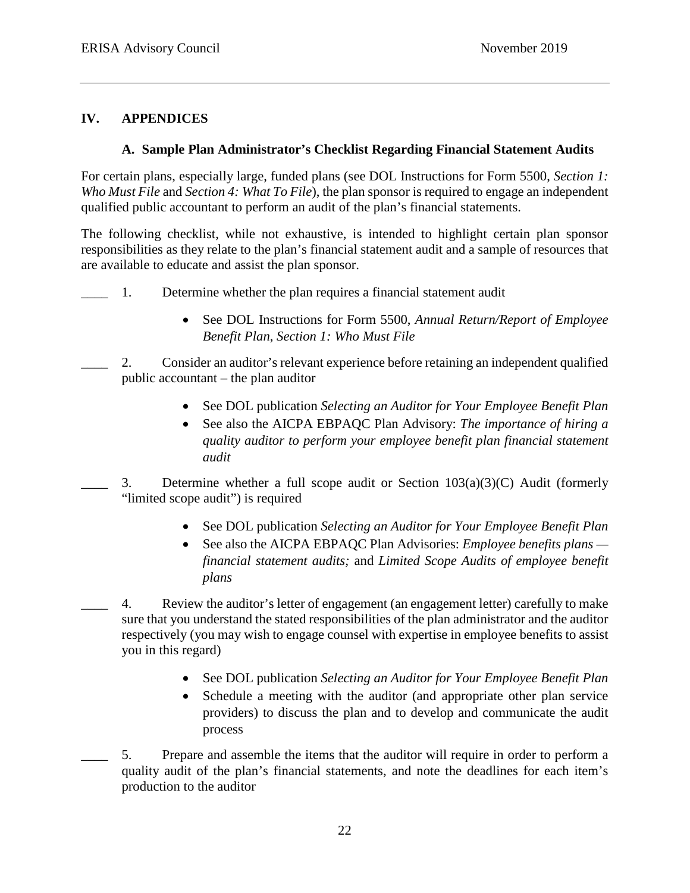## IV. APPENDICES

### A. Sample Plan Administrator's Checklist Regarding Financial Statement Audits

For certain plans, especially large, funded plans (see DOL Instructions for Form 5500, *Section 1: Who Must File* and *Section 4: What To File*), the plan sponsor is required to engage an independent qualified public accountant to perform an audit of the plan's financial statements.

The following checklist, while not exhaustive, is intended to highlight certain plan sponsor responsibilities as they relate to the plan's financial statement audit and a sample of resources that are available to educate and assist the plan sponsor.

____ 1. Determine whether the plan requires a financial statement audit

- See DOL Instructions for Form 5500, *Annual Return/Report of Employee Benefit Plan*, *Section 1: Who Must File*

____ 2. Consider an auditor's relevant experience before retaining an independent qualified public accountant – the plan auditor

- See DOL publication *Selecting an Auditor for Your Employee Benefit Plan*
- See also the AICPA EBPAQC Plan Advisory: *The importance of hiring a quality auditor to perform your employee benefit plan financial statement audit*

____ 3. Determine whether a full scope audit or Section 103(a)(3)(C) Audit (formerly "limited scope audit") is required

- See DOL publication *Selecting an Auditor for Your Employee Benefit Plan*
- See also the AICPA EBPAQC Plan Advisories: *Employee benefits plans — financial statement audits;* and *Limited Scope Audits of employee benefit plans*

____ 4. Review the auditor's letter of engagement (an engagement letter) carefully to make sure that you understand the stated responsibilities of the plan administrator and the auditor respectively (you may wish to engage counsel with expertise in employee benefits to assist you in this regard)

- See DOL publication *Selecting an Auditor for Your Employee Benefit Plan*
- Schedule a meeting with the auditor (and appropriate other plan service providers) to discuss the plan and to develop and communicate the audit process

____ 5. Prepare and assemble the items that the auditor will require in order to perform a quality audit of the plan's financial statements, and note the deadlines for each item's production to the auditor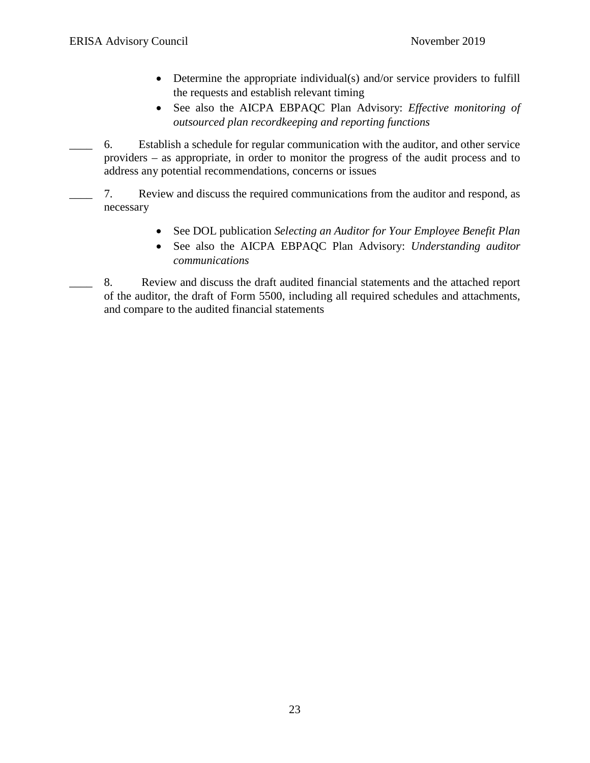- Determine the appropriate individual(s) and/or service providers to fulfill the requests and establish relevant timing
- See also the AICPA EBPAQC Plan Advisory: *Effective monitoring of outsourced plan recordkeeping and reporting functions*

____ 6. Establish a schedule for regular communication with the auditor, and other service providers – as appropriate, in order to monitor the progress of the audit process and to address any potential recommendations, concerns or issues

____ 7. Review and discuss the required communications from the auditor and respond, as necessary

- See DOL publication *Selecting an Auditor for Your Employee Benefit Plan*
- See also the AICPA EBPAQC Plan Advisory: *Understanding auditor communications*

____ 8. Review and discuss the draft audited financial statements and the attached report of the auditor, the draft of Form 5500, including all required schedules and attachments, and compare to the audited financial statements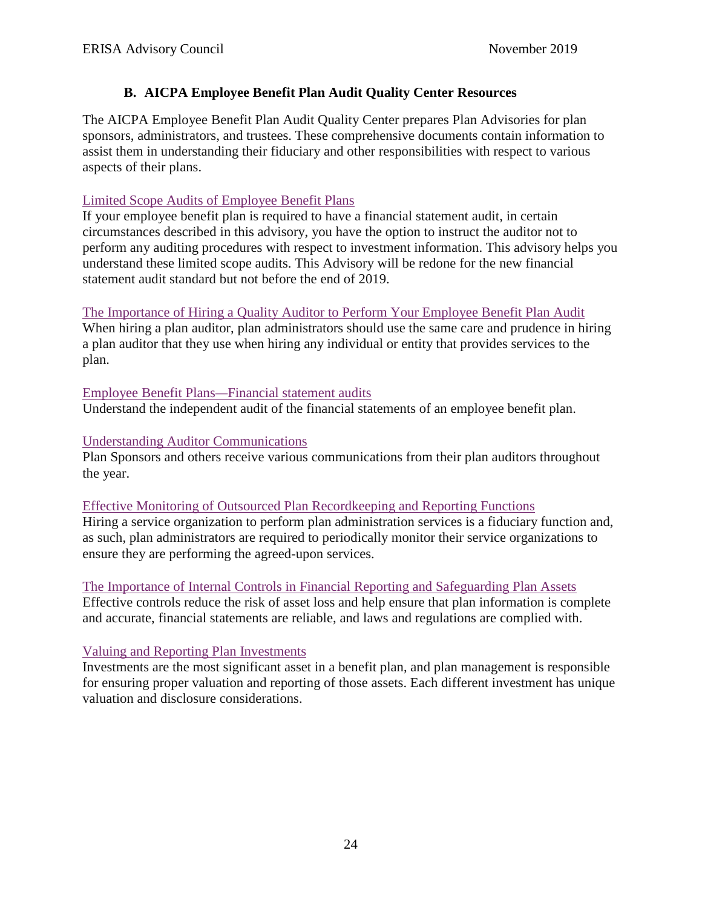### B. AICPA Employee Benefit Plan Audit Quality Center Resources

The AICPA Employee Benefit Plan Audit Quality Center prepares Plan Advisories for plan sponsors, administrators, and trustees. These comprehensive documents contain information to assist them in understanding their fiduciary and other responsibilities with respect to various aspects of their plans.

Limited Scope Audits of Employee Benefit Plans
If your employee benefit plan is required to have a financial statement audit, in certain circumstances described in this advisory, you have the option to instruct the auditor not to perform any auditing procedures with respect to investment information. This advisory helps you understand these limited scope audits. This Advisory will be redone for the new financial statement audit standard but not before the end of 2019.

The Importance of Hiring a Quality Auditor to Perform Your Employee Benefit Plan Audit
When hiring a plan auditor, plan administrators should use the same care and prudence in hiring a plan auditor that they use when hiring any individual or entity that provides services to the plan.

Employee Benefit Plans—Financial statement audits
Understand the independent audit of the financial statements of an employee benefit plan.

Understanding Auditor Communications
Plan Sponsors and others receive various communications from their plan auditors throughout the year.

Effective Monitoring of Outsourced Plan Recordkeeping and Reporting Functions
Hiring a service organization to perform plan administration services is a fiduciary function and, as such, plan administrators are required to periodically monitor their service organizations to ensure they are performing the agreed-upon services.

The Importance of Internal Controls in Financial Reporting and Safeguarding Plan Assets
Effective controls reduce the risk of asset loss and help ensure that plan information is complete and accurate, financial statements are reliable, and laws and regulations are complied with.

Valuing and Reporting Plan Investments
Investments are the most significant asset in a benefit plan, and plan management is responsible for ensuring proper valuation and reporting of those assets. Each different investment has unique valuation and disclosure considerations.